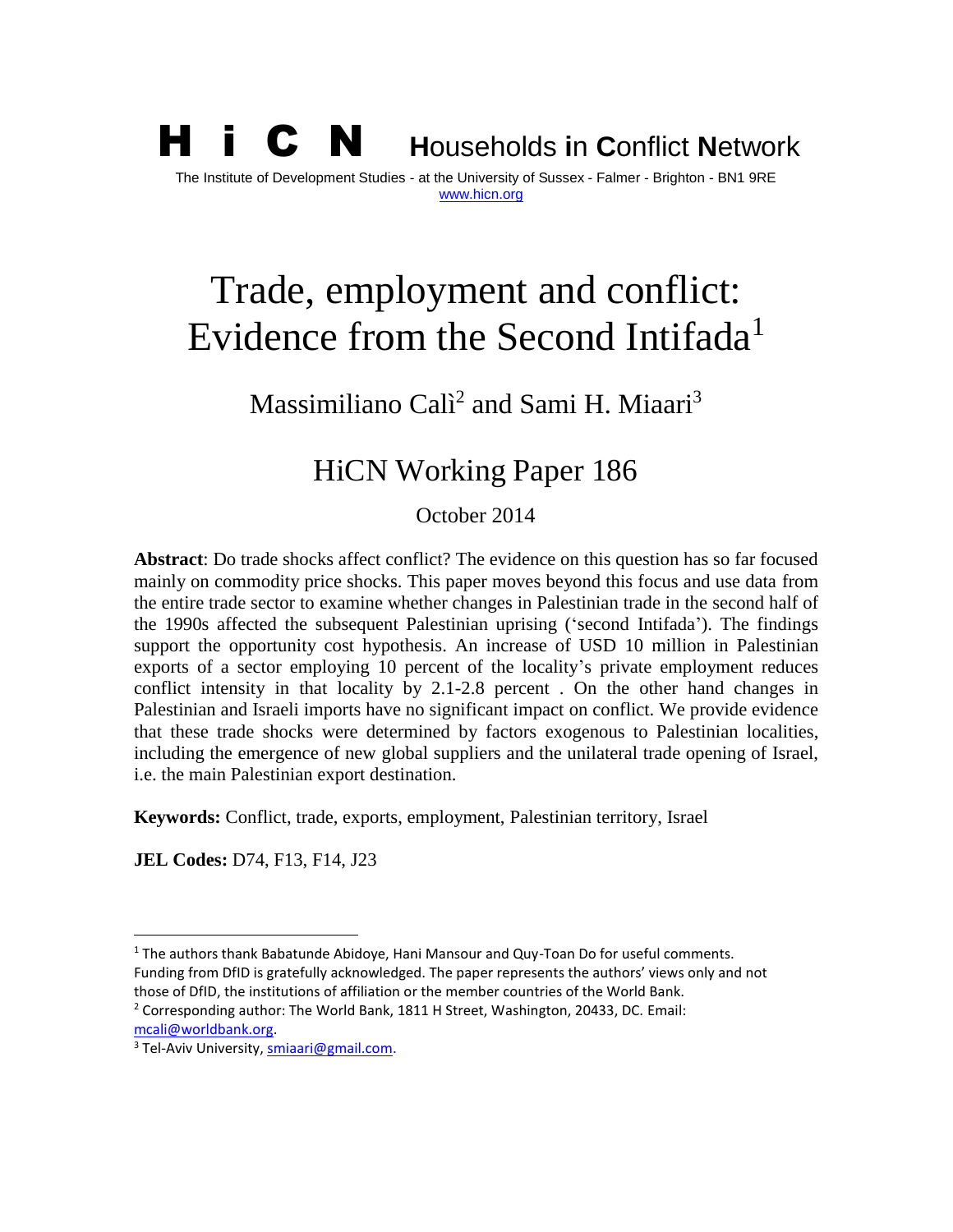**H i C N** **H**ouseholds **i**n **C**onflict **N**etwork

The Institute of Development Studies - at the University of Sussex - Falmer - Brighton - BN1 9RE
www.hicn.org

# Trade, employment and conflict: Evidence from the Second Intifada[1]

Massimiliano Calì[2] and Sami H. Miaari[3]

## HiCN Working Paper 186

October 2014

**Abstract**: Do trade shocks affect conflict? The evidence on this question has so far focused mainly on commodity price shocks. This paper moves beyond this focus and use data from the entire trade sector to examine whether changes in Palestinian trade in the second half of the 1990s affected the subsequent Palestinian uprising ('second Intifada'). The findings support the opportunity cost hypothesis. An increase of USD 10 million in Palestinian exports of a sector employing 10 percent of the locality's private employment reduces conflict intensity in that locality by 2.1-2.8 percent . On the other hand changes in Palestinian and Israeli imports have no significant impact on conflict. We provide evidence that these trade shocks were determined by factors exogenous to Palestinian localities, including the emergence of new global suppliers and the unilateral trade opening of Israel, i.e. the main Palestinian export destination.

**Keywords:** Conflict, trade, exports, employment, Palestinian territory, Israel

**JEL Codes:** D74, F13, F14, J23

---

[1] The authors thank Babatunde Abidoye, Hani Mansour and Quy-Toan Do for useful comments. Funding from DfID is gratefully acknowledged. The paper represents the authors' views only and not those of DfID, the institutions of affiliation or the member countries of the World Bank.

[2] Corresponding author: The World Bank, 1811 H Street, Washington, 20433, DC. Email: mcali@worldbank.org.

[3] Tel-Aviv University, smiaari@gmail.com.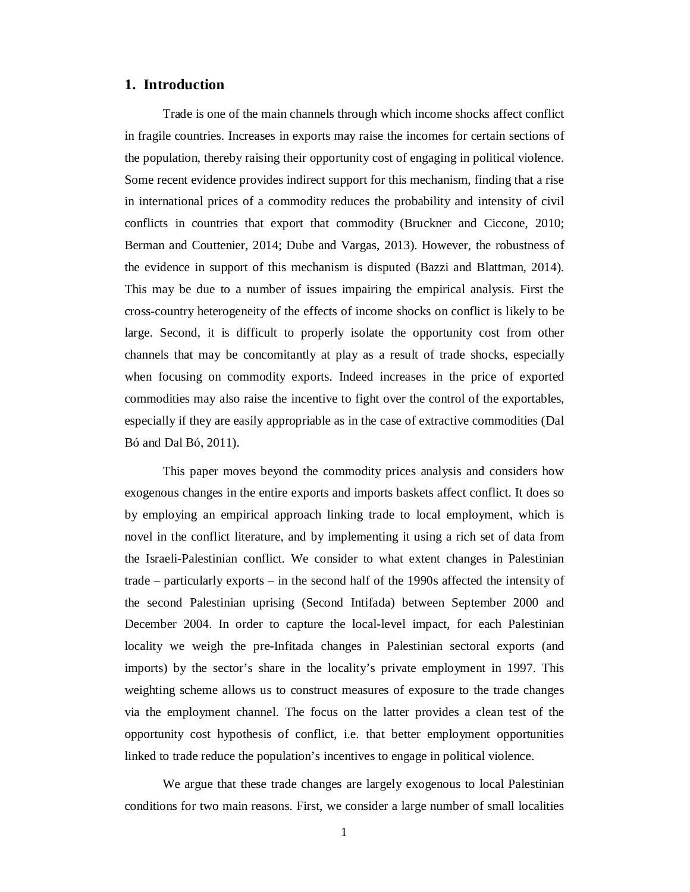## 1. Introduction

Trade is one of the main channels through which income shocks affect conflict in fragile countries. Increases in exports may raise the incomes for certain sections of the population, thereby raising their opportunity cost of engaging in political violence. Some recent evidence provides indirect support for this mechanism, finding that a rise in international prices of a commodity reduces the probability and intensity of civil conflicts in countries that export that commodity (Bruckner and Ciccone, 2010; Berman and Couttenier, 2014; Dube and Vargas, 2013). However, the robustness of the evidence in support of this mechanism is disputed (Bazzi and Blattman, 2014). This may be due to a number of issues impairing the empirical analysis. First the cross-country heterogeneity of the effects of income shocks on conflict is likely to be large. Second, it is difficult to properly isolate the opportunity cost from other channels that may be concomitantly at play as a result of trade shocks, especially when focusing on commodity exports. Indeed increases in the price of exported commodities may also raise the incentive to fight over the control of the exportables, especially if they are easily appropriable as in the case of extractive commodities (Dal Bó and Dal Bó, 2011).

This paper moves beyond the commodity prices analysis and considers how exogenous changes in the entire exports and imports baskets affect conflict. It does so by employing an empirical approach linking trade to local employment, which is novel in the conflict literature, and by implementing it using a rich set of data from the Israeli-Palestinian conflict. We consider to what extent changes in Palestinian trade – particularly exports – in the second half of the 1990s affected the intensity of the second Palestinian uprising (Second Intifada) between September 2000 and December 2004. In order to capture the local-level impact, for each Palestinian locality we weigh the pre-Infitada changes in Palestinian sectoral exports (and imports) by the sector's share in the locality's private employment in 1997. This weighting scheme allows us to construct measures of exposure to the trade changes via the employment channel. The focus on the latter provides a clean test of the opportunity cost hypothesis of conflict, i.e. that better employment opportunities linked to trade reduce the population's incentives to engage in political violence.

We argue that these trade changes are largely exogenous to local Palestinian conditions for two main reasons. First, we consider a large number of small localities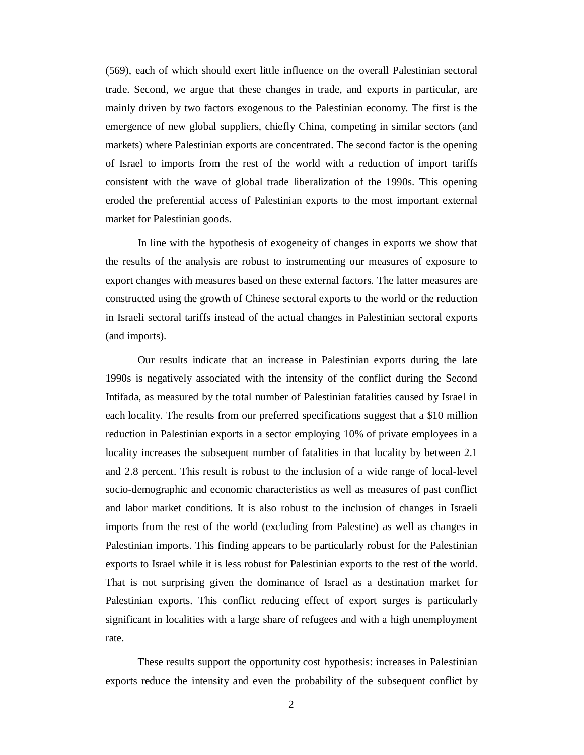(569), each of which should exert little influence on the overall Palestinian sectoral trade. Second, we argue that these changes in trade, and exports in particular, are mainly driven by two factors exogenous to the Palestinian economy. The first is the emergence of new global suppliers, chiefly China, competing in similar sectors (and markets) where Palestinian exports are concentrated. The second factor is the opening of Israel to imports from the rest of the world with a reduction of import tariffs consistent with the wave of global trade liberalization of the 1990s. This opening eroded the preferential access of Palestinian exports to the most important external market for Palestinian goods.

In line with the hypothesis of exogeneity of changes in exports we show that the results of the analysis are robust to instrumenting our measures of exposure to export changes with measures based on these external factors. The latter measures are constructed using the growth of Chinese sectoral exports to the world or the reduction in Israeli sectoral tariffs instead of the actual changes in Palestinian sectoral exports (and imports).

Our results indicate that an increase in Palestinian exports during the late 1990s is negatively associated with the intensity of the conflict during the Second Intifada, as measured by the total number of Palestinian fatalities caused by Israel in each locality. The results from our preferred specifications suggest that a $10 million reduction in Palestinian exports in a sector employing 10% of private employees in a locality increases the subsequent number of fatalities in that locality by between 2.1 and 2.8 percent. This result is robust to the inclusion of a wide range of local-level socio-demographic and economic characteristics as well as measures of past conflict and labor market conditions. It is also robust to the inclusion of changes in Israeli imports from the rest of the world (excluding from Palestine) as well as changes in Palestinian imports. This finding appears to be particularly robust for the Palestinian exports to Israel while it is less robust for Palestinian exports to the rest of the world. That is not surprising given the dominance of Israel as a destination market for Palestinian exports. This conflict reducing effect of export surges is particularly significant in localities with a large share of refugees and with a high unemployment rate.

These results support the opportunity cost hypothesis: increases in Palestinian exports reduce the intensity and even the probability of the subsequent conflict by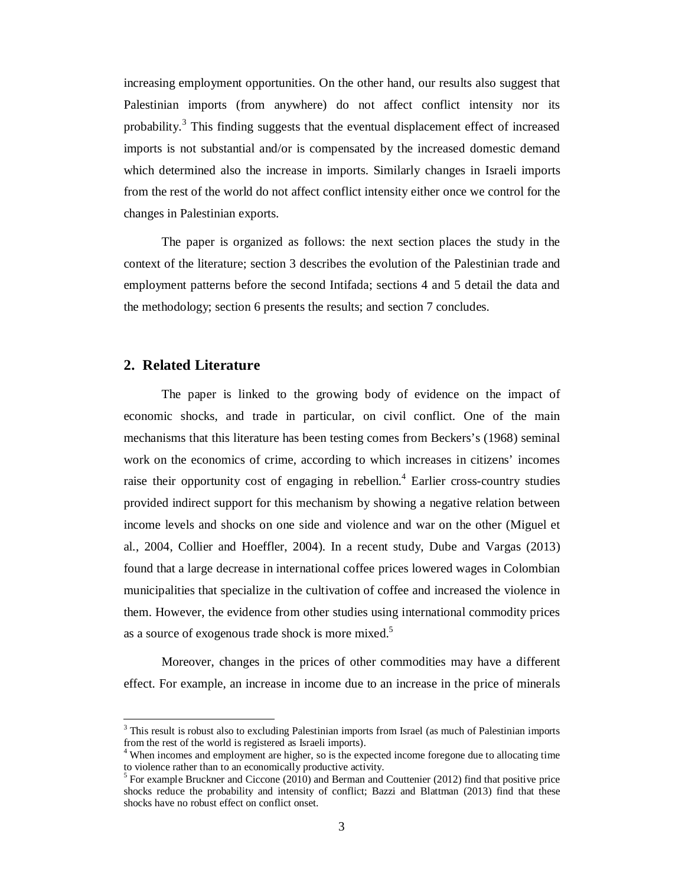increasing employment opportunities. On the other hand, our results also suggest that Palestinian imports (from anywhere) do not affect conflict intensity nor its probability.[3] This finding suggests that the eventual displacement effect of increased imports is not substantial and/or is compensated by the increased domestic demand which determined also the increase in imports. Similarly changes in Israeli imports from the rest of the world do not affect conflict intensity either once we control for the changes in Palestinian exports.

The paper is organized as follows: the next section places the study in the context of the literature; section 3 describes the evolution of the Palestinian trade and employment patterns before the second Intifada; sections 4 and 5 detail the data and the methodology; section 6 presents the results; and section 7 concludes.

## 2. Related Literature

The paper is linked to the growing body of evidence on the impact of economic shocks, and trade in particular, on civil conflict. One of the main mechanisms that this literature has been testing comes from Beckers's (1968) seminal work on the economics of crime, according to which increases in citizens' incomes raise their opportunity cost of engaging in rebellion.[4] Earlier cross-country studies provided indirect support for this mechanism by showing a negative relation between income levels and shocks on one side and violence and war on the other (Miguel et al., 2004, Collier and Hoeffler, 2004). In a recent study, Dube and Vargas (2013) found that a large decrease in international coffee prices lowered wages in Colombian municipalities that specialize in the cultivation of coffee and increased the violence in them. However, the evidence from other studies using international commodity prices as a source of exogenous trade shock is more mixed.[5]

Moreover, changes in the prices of other commodities may have a different effect. For example, an increase in income due to an increase in the price of minerals

[3] This result is robust also to excluding Palestinian imports from Israel (as much of Palestinian imports from the rest of the world is registered as Israeli imports).

[4] When incomes and employment are higher, so is the expected income foregone due to allocating time to violence rather than to an economically productive activity.

[5] For example Bruckner and Ciccone (2010) and Berman and Couttenier (2012) find that positive price shocks reduce the probability and intensity of conflict; Bazzi and Blattman (2013) find that these shocks have no robust effect on conflict onset.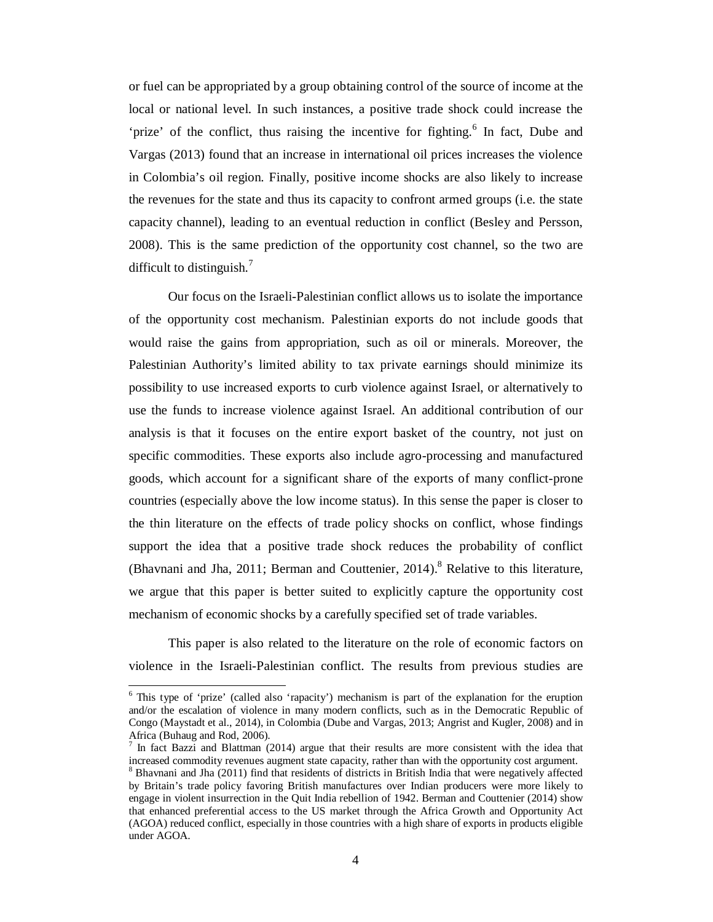or fuel can be appropriated by a group obtaining control of the source of income at the local or national level. In such instances, a positive trade shock could increase the 'prize' of the conflict, thus raising the incentive for fighting.[6] In fact, Dube and Vargas (2013) found that an increase in international oil prices increases the violence in Colombia's oil region. Finally, positive income shocks are also likely to increase the revenues for the state and thus its capacity to confront armed groups (i.e. the state capacity channel), leading to an eventual reduction in conflict (Besley and Persson, 2008). This is the same prediction of the opportunity cost channel, so the two are difficult to distinguish.[7]

Our focus on the Israeli-Palestinian conflict allows us to isolate the importance of the opportunity cost mechanism. Palestinian exports do not include goods that would raise the gains from appropriation, such as oil or minerals. Moreover, the Palestinian Authority's limited ability to tax private earnings should minimize its possibility to use increased exports to curb violence against Israel, or alternatively to use the funds to increase violence against Israel. An additional contribution of our analysis is that it focuses on the entire export basket of the country, not just on specific commodities. These exports also include agro-processing and manufactured goods, which account for a significant share of the exports of many conflict-prone countries (especially above the low income status). In this sense the paper is closer to the thin literature on the effects of trade policy shocks on conflict, whose findings support the idea that a positive trade shock reduces the probability of conflict (Bhavnani and Jha, 2011; Berman and Couttenier, 2014).[8] Relative to this literature, we argue that this paper is better suited to explicitly capture the opportunity cost mechanism of economic shocks by a carefully specified set of trade variables.

This paper is also related to the literature on the role of economic factors on violence in the Israeli-Palestinian conflict. The results from previous studies are

---

[6] This type of 'prize' (called also 'rapacity') mechanism is part of the explanation for the eruption and/or the escalation of violence in many modern conflicts, such as in the Democratic Republic of Congo (Maystadt et al., 2014), in Colombia (Dube and Vargas, 2013; Angrist and Kugler, 2008) and in Africa (Buhaug and Rod, 2006).

[7] In fact Bazzi and Blattman (2014) argue that their results are more consistent with the idea that increased commodity revenues augment state capacity, rather than with the opportunity cost argument.

[8] Bhavnani and Jha (2011) find that residents of districts in British India that were negatively affected by Britain's trade policy favoring British manufactures over Indian producers were more likely to engage in violent insurrection in the Quit India rebellion of 1942. Berman and Couttenier (2014) show that enhanced preferential access to the US market through the Africa Growth and Opportunity Act (AGOA) reduced conflict, especially in those countries with a high share of exports in products eligible under AGOA.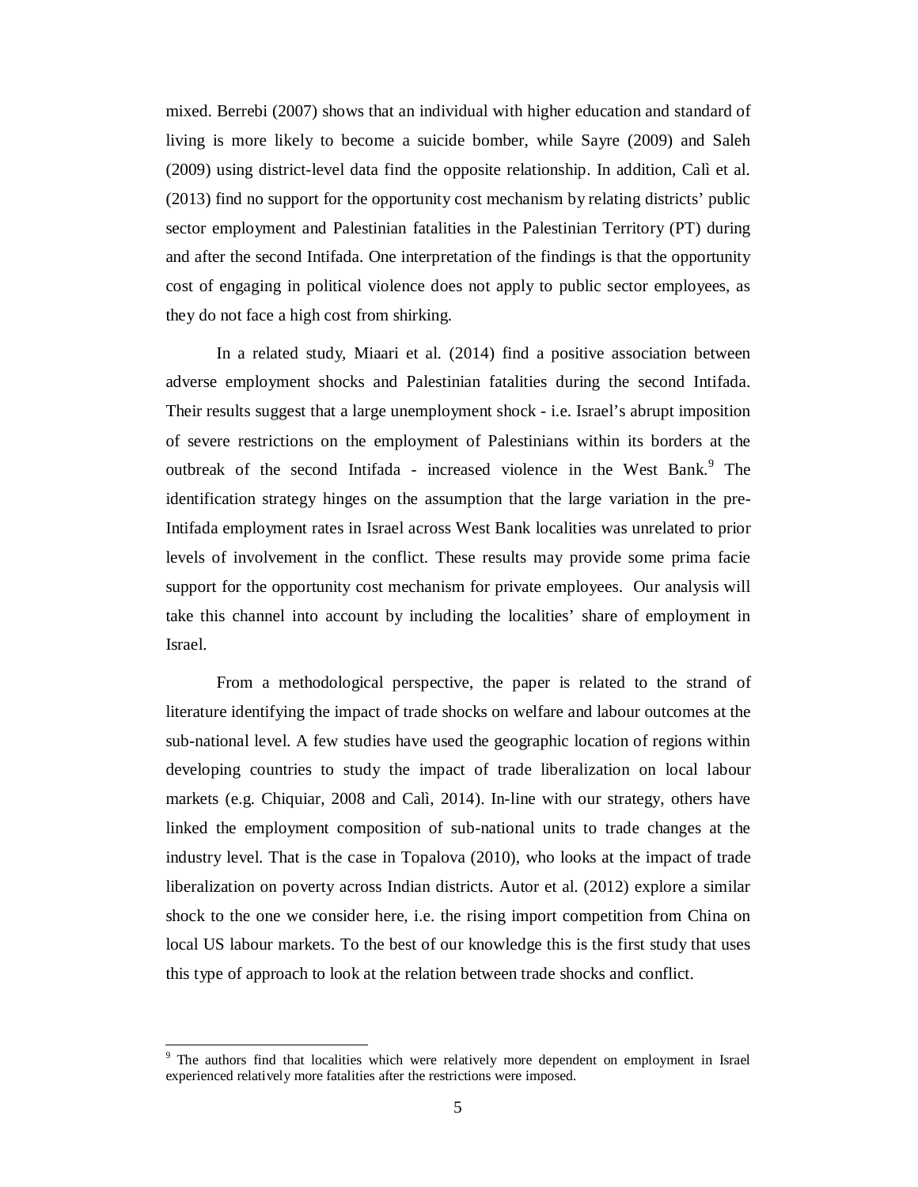mixed. Berrebi (2007) shows that an individual with higher education and standard of living is more likely to become a suicide bomber, while Sayre (2009) and Saleh (2009) using district-level data find the opposite relationship. In addition, Calì et al. (2013) find no support for the opportunity cost mechanism by relating districts' public sector employment and Palestinian fatalities in the Palestinian Territory (PT) during and after the second Intifada. One interpretation of the findings is that the opportunity cost of engaging in political violence does not apply to public sector employees, as they do not face a high cost from shirking.

In a related study, Miaari et al. (2014) find a positive association between adverse employment shocks and Palestinian fatalities during the second Intifada. Their results suggest that a large unemployment shock - i.e. Israel's abrupt imposition of severe restrictions on the employment of Palestinians within its borders at the outbreak of the second Intifada - increased violence in the West Bank.[9] The identification strategy hinges on the assumption that the large variation in the pre-Intifada employment rates in Israel across West Bank localities was unrelated to prior levels of involvement in the conflict. These results may provide some prima facie support for the opportunity cost mechanism for private employees. Our analysis will take this channel into account by including the localities' share of employment in Israel.

From a methodological perspective, the paper is related to the strand of literature identifying the impact of trade shocks on welfare and labour outcomes at the sub-national level. A few studies have used the geographic location of regions within developing countries to study the impact of trade liberalization on local labour markets (e.g. Chiquiar, 2008 and Calì, 2014). In-line with our strategy, others have linked the employment composition of sub-national units to trade changes at the industry level. That is the case in Topalova (2010), who looks at the impact of trade liberalization on poverty across Indian districts. Autor et al. (2012) explore a similar shock to the one we consider here, i.e. the rising import competition from China on local US labour markets. To the best of our knowledge this is the first study that uses this type of approach to look at the relation between trade shocks and conflict.

[9] The authors find that localities which were relatively more dependent on employment in Israel experienced relatively more fatalities after the restrictions were imposed.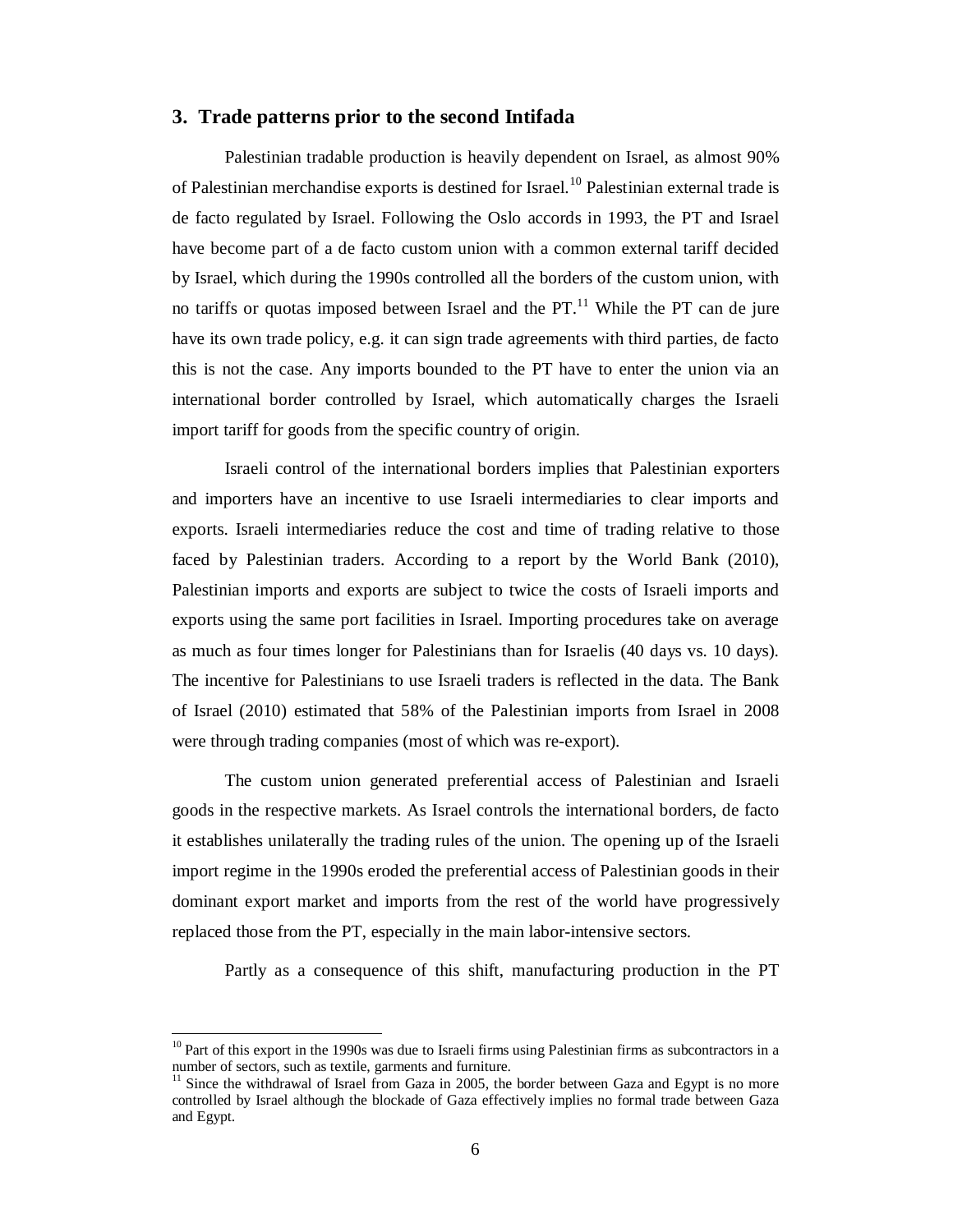## 3. Trade patterns prior to the second Intifada

Palestinian tradable production is heavily dependent on Israel, as almost 90% of Palestinian merchandise exports is destined for Israel.[10] Palestinian external trade is de facto regulated by Israel. Following the Oslo accords in 1993, the PT and Israel have become part of a de facto custom union with a common external tariff decided by Israel, which during the 1990s controlled all the borders of the custom union, with no tariffs or quotas imposed between Israel and the PT.[11] While the PT can de jure have its own trade policy, e.g. it can sign trade agreements with third parties, de facto this is not the case. Any imports bounded to the PT have to enter the union via an international border controlled by Israel, which automatically charges the Israeli import tariff for goods from the specific country of origin.

Israeli control of the international borders implies that Palestinian exporters and importers have an incentive to use Israeli intermediaries to clear imports and exports. Israeli intermediaries reduce the cost and time of trading relative to those faced by Palestinian traders. According to a report by the World Bank (2010), Palestinian imports and exports are subject to twice the costs of Israeli imports and exports using the same port facilities in Israel. Importing procedures take on average as much as four times longer for Palestinians than for Israelis (40 days vs. 10 days). The incentive for Palestinians to use Israeli traders is reflected in the data. The Bank of Israel (2010) estimated that 58% of the Palestinian imports from Israel in 2008 were through trading companies (most of which was re-export).

The custom union generated preferential access of Palestinian and Israeli goods in the respective markets. As Israel controls the international borders, de facto it establishes unilaterally the trading rules of the union. The opening up of the Israeli import regime in the 1990s eroded the preferential access of Palestinian goods in their dominant export market and imports from the rest of the world have progressively replaced those from the PT, especially in the main labor-intensive sectors.

Partly as a consequence of this shift, manufacturing production in the PT

[10] Part of this export in the 1990s was due to Israeli firms using Palestinian firms as subcontractors in a number of sectors, such as textile, garments and furniture.

[11] Since the withdrawal of Israel from Gaza in 2005, the border between Gaza and Egypt is no more controlled by Israel although the blockade of Gaza effectively implies no formal trade between Gaza and Egypt.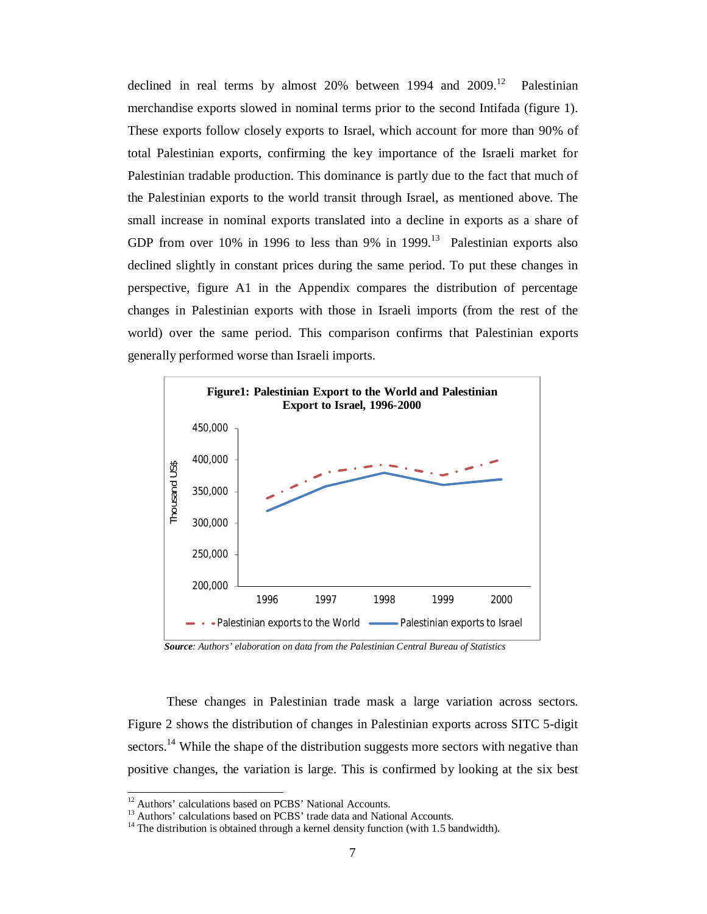declined in real terms by almost 20% between 1994 and 2009.[12] Palestinian merchandise exports slowed in nominal terms prior to the second Intifada (figure 1). These exports follow closely exports to Israel, which account for more than 90% of total Palestinian exports, confirming the key importance of the Israeli market for Palestinian tradable production. This dominance is partly due to the fact that much of the Palestinian exports to the world transit through Israel, as mentioned above. The small increase in nominal exports translated into a decline in exports as a share of GDP from over 10% in 1996 to less than 9% in 1999.[13] Palestinian exports also declined slightly in constant prices during the same period. To put these changes in perspective, figure A1 in the Appendix compares the distribution of percentage changes in Palestinian exports with those in Israeli imports (from the rest of the world) over the same period. This comparison confirms that Palestinian exports generally performed worse than Israeli imports.

**Figure1: Palestinian Export to the World and Palestinian Export to Israel, 1996-2000**

***Source**: Authors' elaboration on data from the Palestinian Central Bureau of Statistics*

These changes in Palestinian trade mask a large variation across sectors. Figure 2 shows the distribution of changes in Palestinian exports across SITC 5-digit sectors.[14] While the shape of the distribution suggests more sectors with negative than positive changes, the variation is large. This is confirmed by looking at the six best

---

[12] Authors' calculations based on PCBS' National Accounts.

[13] Authors' calculations based on PCBS' trade data and National Accounts.

[14] The distribution is obtained through a kernel density function (with 1.5 bandwidth).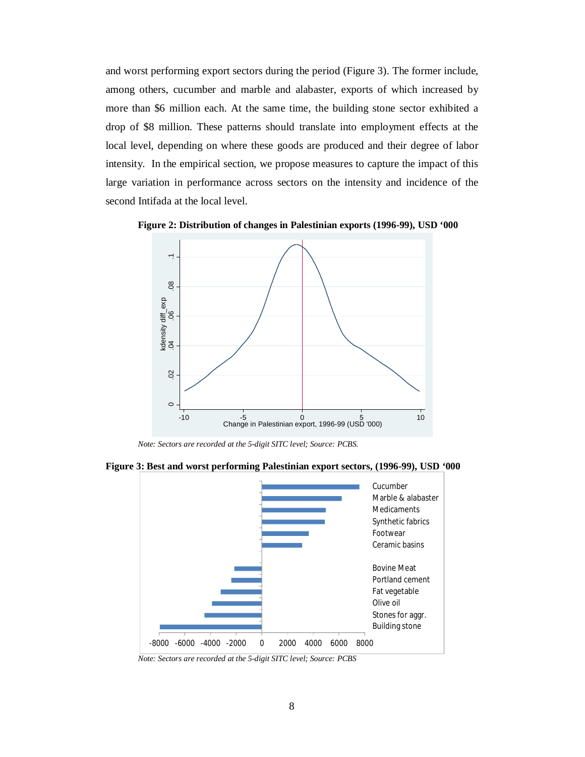and worst performing export sectors during the period (Figure 3). The former include, among others, cucumber and marble and alabaster, exports of which increased by more than $6 million each. At the same time, the building stone sector exhibited a drop of $8 million. These patterns should translate into employment effects at the local level, depending on where these goods are produced and their degree of labor intensity. In the empirical section, we propose measures to capture the impact of this large variation in performance across sectors on the intensity and incidence of the second Intifada at the local level.

**Figure 2: Distribution of changes in Palestinian exports (1996-99), USD '000**

*Note: Sectors are recorded at the 5-digit SITC level; Source: PCBS.*

**Figure 3: Best and worst performing Palestinian export sectors, (1996-99), USD '000**

*Note: Sectors are recorded at the 5-digit SITC level; Source: PCBS*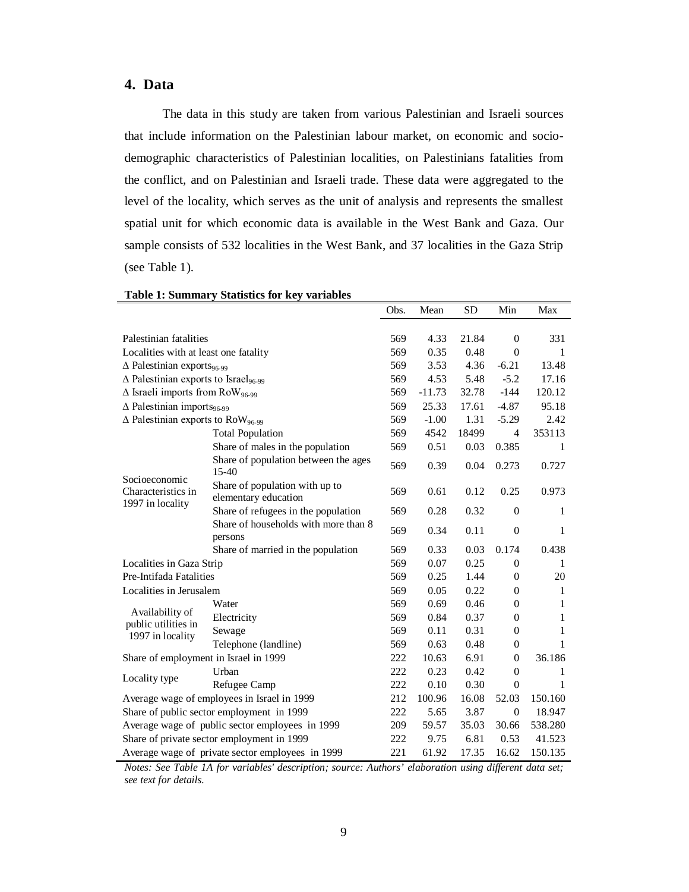## 4. Data

The data in this study are taken from various Palestinian and Israeli sources that include information on the Palestinian labour market, on economic and socio-demographic characteristics of Palestinian localities, on Palestinians fatalities from the conflict, and on Palestinian and Israeli trade. These data were aggregated to the level of the locality, which serves as the unit of analysis and represents the smallest spatial unit for which economic data is available in the West Bank and Gaza. Our sample consists of 532 localities in the West Bank, and 37 localities in the Gaza Strip (see Table 1).

**Table 1: Summary Statistics for key variables**

| | | Obs. | Mean | SD | Min | Max |
|---|---|---|---|---|---|---|
| Palestinian fatalities | | 569 | 4.33 | 21.84 | 0 | 331 |
| Localities with at least one fatality | | 569 | 0.35 | 0.48 | 0 | 1 |
| $\Delta$ Palestinian exports$_{96\text{-}99}$ | | 569 | 3.53 | 4.36 | -6.21 | 13.48 |
| $\Delta$ Palestinian exports to Israel$_{96\text{-}99}$ | | 569 | 4.53 | 5.48 | -5.2 | 17.16 |
| $\Delta$ Israeli imports from RoW$_{96\text{-}99}$ | | 569 | -11.73 | 32.78 | -144 | 120.12 |
| $\Delta$ Palestinian imports$_{96\text{-}99}$ | | 569 | 25.33 | 17.61 | -4.87 | 95.18 |
| $\Delta$ Palestinian exports to RoW$_{96\text{-}99}$ | | 569 | -1.00 | 1.31 | -5.29 | 2.42 |
| Socioeconomic Characteristics in 1997 in locality | Total Population | 569 | 4542 | 18499 | 4 | 353113 |
| | Share of males in the population | 569 | 0.51 | 0.03 | 0.385 | 1 |
| | Share of population between the ages 15-40 | 569 | 0.39 | 0.04 | 0.273 | 0.727 |
| | Share of population with up to elementary education | 569 | 0.61 | 0.12 | 0.25 | 0.973 |
| | Share of refugees in the population | 569 | 0.28 | 0.32 | 0 | 1 |
| | Share of households with more than 8 persons | 569 | 0.34 | 0.11 | 0 | 1 |
| | Share of married in the population | 569 | 0.33 | 0.03 | 0.174 | 0.438 |
| Localities in Gaza Strip | | 569 | 0.07 | 0.25 | 0 | 1 |
| Pre-Intifada Fatalities | | 569 | 0.25 | 1.44 | 0 | 20 |
| Localities in Jerusalem | | 569 | 0.05 | 0.22 | 0 | 1 |
| Availability of public utilities in 1997 in locality | Water | 569 | 0.69 | 0.46 | 0 | 1 |
| | Electricity | 569 | 0.84 | 0.37 | 0 | 1 |
| | Sewage | 569 | 0.11 | 0.31 | 0 | 1 |
| | Telephone (landline) | 569 | 0.63 | 0.48 | 0 | 1 |
| Share of employment in Israel in 1999 | | 222 | 10.63 | 6.91 | 0 | 36.186 |
| Locality type | Urban | 222 | 0.23 | 0.42 | 0 | 1 |
| | Refugee Camp | 222 | 0.10 | 0.30 | 0 | 1 |
| Average wage of employees in Israel in 1999 | | 212 | 100.96 | 16.08 | 52.03 | 150.160 |
| Share of public sector employment in 1999 | | 222 | 5.65 | 3.87 | 0 | 18.947 |
| Average wage of public sector employees in 1999 | | 209 | 59.57 | 35.03 | 30.66 | 538.280 |
| Share of private sector employment in 1999 | | 222 | 9.75 | 6.81 | 0.53 | 41.523 |
| Average wage of private sector employees in 1999 | | 221 | 61.92 | 17.35 | 16.62 | 150.135 |

*Notes: See Table 1A for variables' description; source: Authors' elaboration using different data set; see text for details.*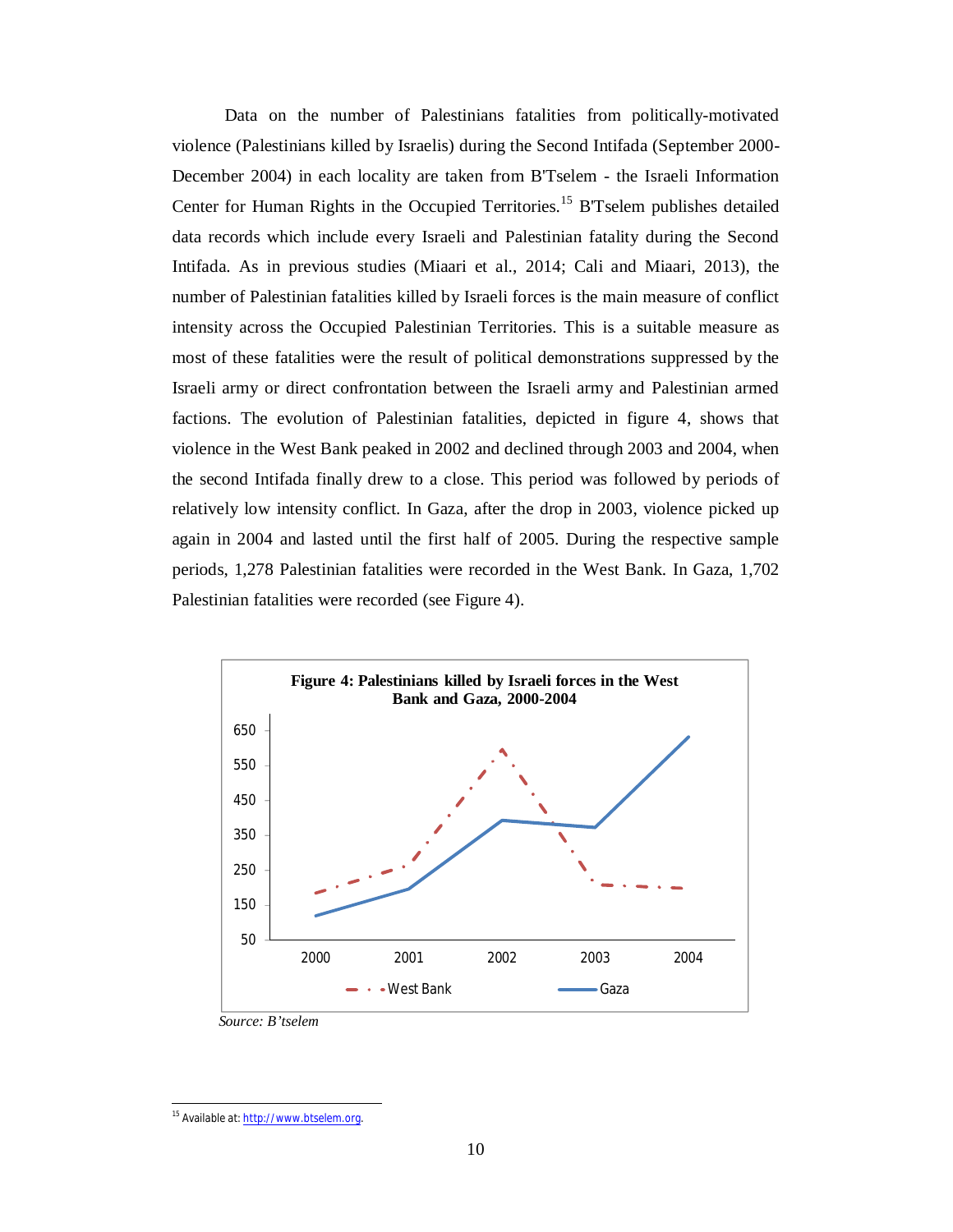Data on the number of Palestinians fatalities from politically-motivated violence (Palestinians killed by Israelis) during the Second Intifada (September 2000-December 2004) in each locality are taken from B'Tselem - the Israeli Information Center for Human Rights in the Occupied Territories.[15] B'Tselem publishes detailed data records which include every Israeli and Palestinian fatality during the Second Intifada. As in previous studies (Miaari et al., 2014; Cali and Miaari, 2013), the number of Palestinian fatalities killed by Israeli forces is the main measure of conflict intensity across the Occupied Palestinian Territories. This is a suitable measure as most of these fatalities were the result of political demonstrations suppressed by the Israeli army or direct confrontation between the Israeli army and Palestinian armed factions. The evolution of Palestinian fatalities, depicted in figure 4, shows that violence in the West Bank peaked in 2002 and declined through 2003 and 2004, when the second Intifada finally drew to a close. This period was followed by periods of relatively low intensity conflict. In Gaza, after the drop in 2003, violence picked up again in 2004 and lasted until the first half of 2005. During the respective sample periods, 1,278 Palestinian fatalities were recorded in the West Bank. In Gaza, 1,702 Palestinian fatalities were recorded (see Figure 4).

**Figure 4: Palestinians killed by Israeli forces in the West Bank and Gaza, 2000-2004**

*Source: B'tselem*

---

[15] Available at: http://www.btselem.org.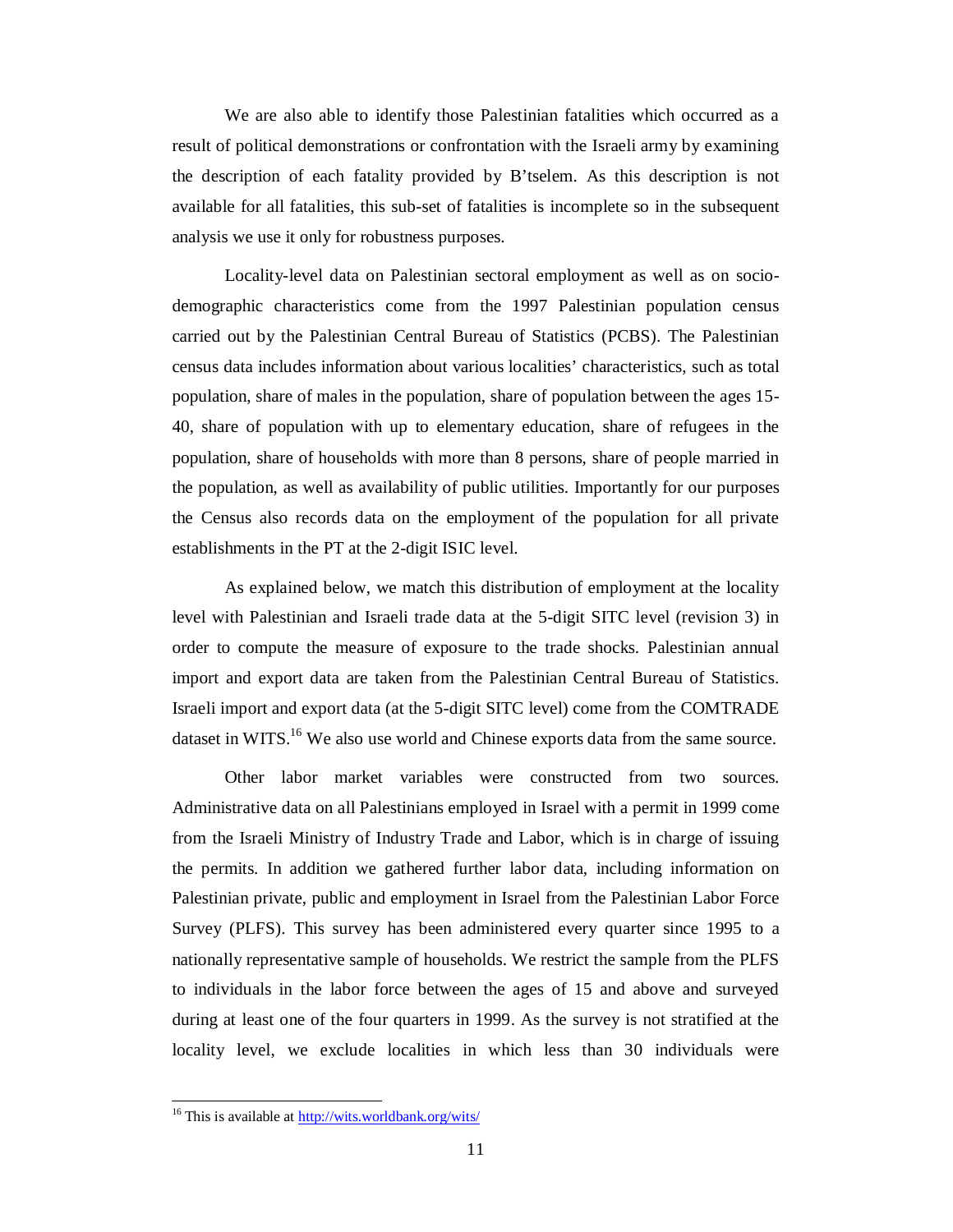We are also able to identify those Palestinian fatalities which occurred as a result of political demonstrations or confrontation with the Israeli army by examining the description of each fatality provided by B'tselem. As this description is not available for all fatalities, this sub-set of fatalities is incomplete so in the subsequent analysis we use it only for robustness purposes.

Locality-level data on Palestinian sectoral employment as well as on socio-demographic characteristics come from the 1997 Palestinian population census carried out by the Palestinian Central Bureau of Statistics (PCBS). The Palestinian census data includes information about various localities' characteristics, such as total population, share of males in the population, share of population between the ages 15-40, share of population with up to elementary education, share of refugees in the population, share of households with more than 8 persons, share of people married in the population, as well as availability of public utilities. Importantly for our purposes the Census also records data on the employment of the population for all private establishments in the PT at the 2-digit ISIC level.

As explained below, we match this distribution of employment at the locality level with Palestinian and Israeli trade data at the 5-digit SITC level (revision 3) in order to compute the measure of exposure to the trade shocks. Palestinian annual import and export data are taken from the Palestinian Central Bureau of Statistics. Israeli import and export data (at the 5-digit SITC level) come from the COMTRADE dataset in WITS.[16] We also use world and Chinese exports data from the same source.

Other labor market variables were constructed from two sources. Administrative data on all Palestinians employed in Israel with a permit in 1999 come from the Israeli Ministry of Industry Trade and Labor, which is in charge of issuing the permits. In addition we gathered further labor data, including information on Palestinian private, public and employment in Israel from the Palestinian Labor Force Survey (PLFS). This survey has been administered every quarter since 1995 to a nationally representative sample of households. We restrict the sample from the PLFS to individuals in the labor force between the ages of 15 and above and surveyed during at least one of the four quarters in 1999. As the survey is not stratified at the locality level, we exclude localities in which less than 30 individuals were

---

[16] This is available at http://wits.worldbank.org/wits/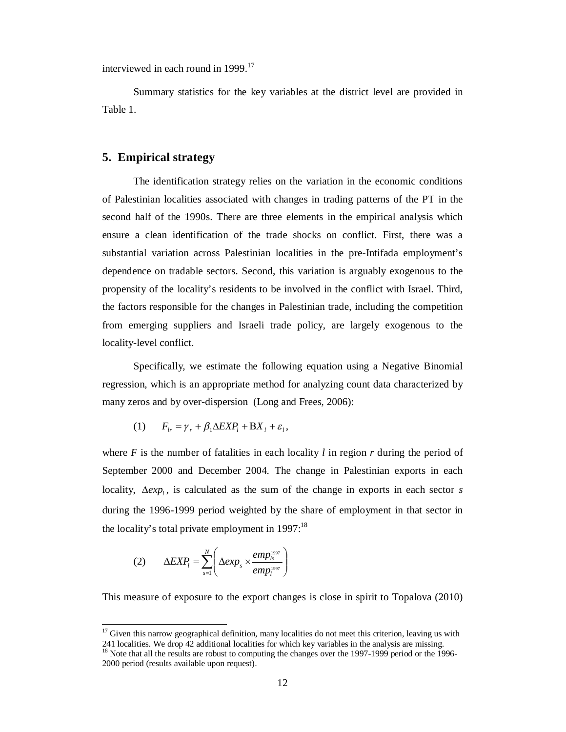interviewed in each round in 1999.[17]

Summary statistics for the key variables at the district level are provided in Table 1.

## 5. Empirical strategy

The identification strategy relies on the variation in the economic conditions of Palestinian localities associated with changes in trading patterns of the PT in the second half of the 1990s. There are three elements in the empirical analysis which ensure a clean identification of the trade shocks on conflict. First, there was a substantial variation across Palestinian localities in the pre-Intifada employment's dependence on tradable sectors. Second, this variation is arguably exogenous to the propensity of the locality's residents to be involved in the conflict with Israel. Third, the factors responsible for the changes in Palestinian trade, including the competition from emerging suppliers and Israeli trade policy, are largely exogenous to the locality-level conflict.

Specifically, we estimate the following equation using a Negative Binomial regression, which is an appropriate method for analyzing count data characterized by many zeros and by over-dispersion (Long and Frees, 2006):

$$(1) \qquad F_{lr} = \gamma_r + \beta_1 \Delta EXP_l + \mathrm{B} X_l + \varepsilon_l ,$$

where $F$ is the number of fatalities in each locality $l$ in region $r$ during the period of September 2000 and December 2004. The change in Palestinian exports in each locality, $\Delta exp_l$, is calculated as the sum of the change in exports in each sector $s$ during the 1996-1999 period weighted by the share of employment in that sector in the locality's total private employment in 1997:[18]

$$(2) \qquad \Delta EXP_l = \sum_{s=1}^{N} \left( \Delta exp_s \times \frac{emp_{ls}^{1997}}{emp_l^{1997}} \right)$$

This measure of exposure to the export changes is close in spirit to Topalova (2010)

---

[17] Given this narrow geographical definition, many localities do not meet this criterion, leaving us with 241 localities. We drop 42 additional localities for which key variables in the analysis are missing.

[18] Note that all the results are robust to computing the changes over the 1997-1999 period or the 1996-2000 period (results available upon request).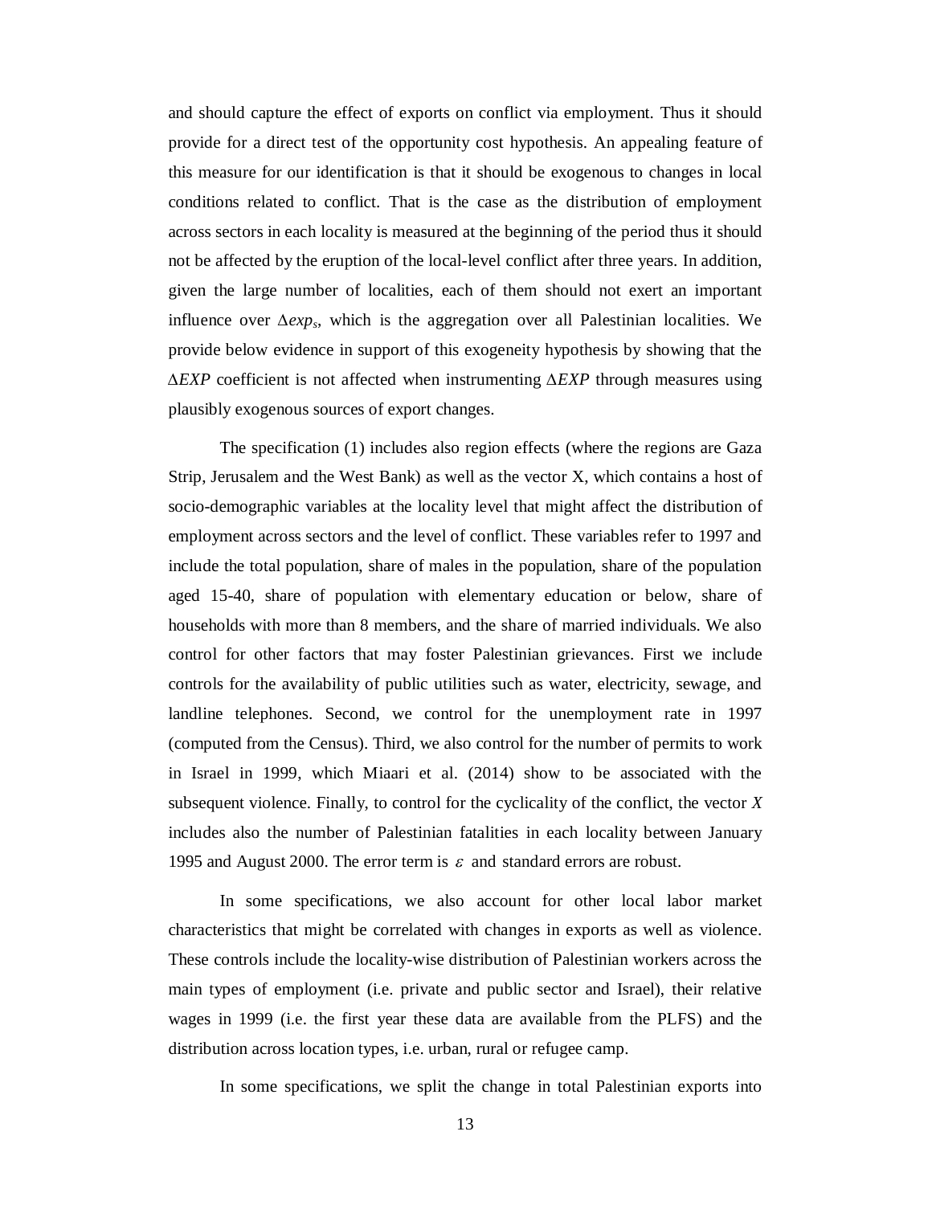and should capture the effect of exports on conflict via employment. Thus it should provide for a direct test of the opportunity cost hypothesis. An appealing feature of this measure for our identification is that it should be exogenous to changes in local conditions related to conflict. That is the case as the distribution of employment across sectors in each locality is measured at the beginning of the period thus it should not be affected by the eruption of the local-level conflict after three years. In addition, given the large number of localities, each of them should not exert an important influence over $\Delta exp_s$, which is the aggregation over all Palestinian localities. We provide below evidence in support of this exogeneity hypothesis by showing that the $\Delta EXP$ coefficient is not affected when instrumenting $\Delta EXP$ through measures using plausibly exogenous sources of export changes.

The specification (1) includes also region effects (where the regions are Gaza Strip, Jerusalem and the West Bank) as well as the vector X, which contains a host of socio-demographic variables at the locality level that might affect the distribution of employment across sectors and the level of conflict. These variables refer to 1997 and include the total population, share of males in the population, share of the population aged 15-40, share of population with elementary education or below, share of households with more than 8 members, and the share of married individuals. We also control for other factors that may foster Palestinian grievances. First we include controls for the availability of public utilities such as water, electricity, sewage, and landline telephones. Second, we control for the unemployment rate in 1997 (computed from the Census). Third, we also control for the number of permits to work in Israel in 1999, which Miaari et al. (2014) show to be associated with the subsequent violence. Finally, to control for the cyclicality of the conflict, the vector $X$ includes also the number of Palestinian fatalities in each locality between January 1995 and August 2000. The error term is $\varepsilon$ and standard errors are robust.

In some specifications, we also account for other local labor market characteristics that might be correlated with changes in exports as well as violence. These controls include the locality-wise distribution of Palestinian workers across the main types of employment (i.e. private and public sector and Israel), their relative wages in 1999 (i.e. the first year these data are available from the PLFS) and the distribution across location types, i.e. urban, rural or refugee camp.

In some specifications, we split the change in total Palestinian exports into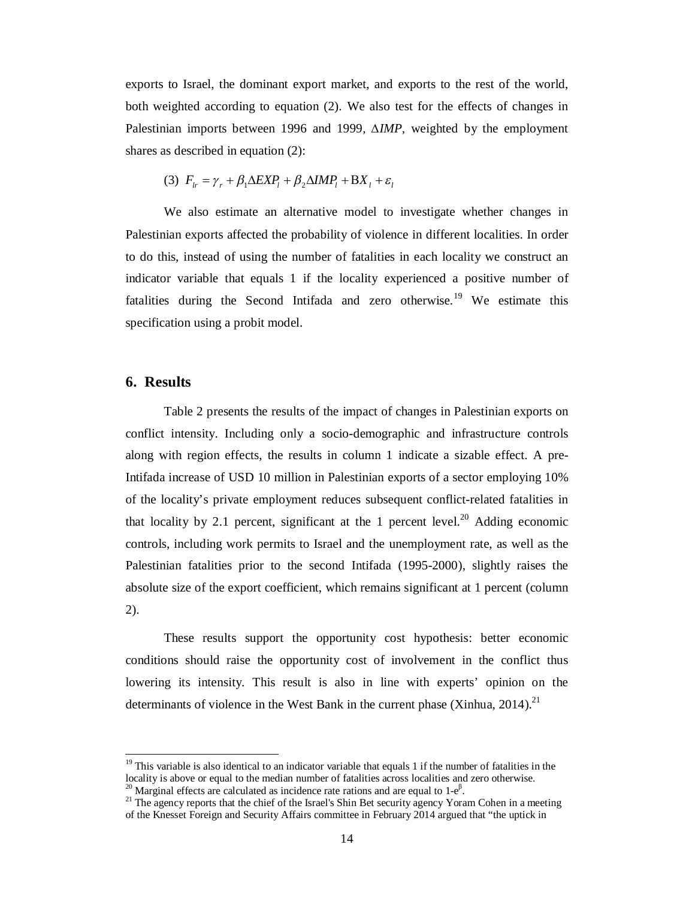exports to Israel, the dominant export market, and exports to the rest of the world, both weighted according to equation (2). We also test for the effects of changes in Palestinian imports between 1996 and 1999, $\Delta IMP$, weighted by the employment shares as described in equation (2):

$$(3)\quad F_{lr} = \gamma_r + \beta_1 \Delta EXP_l + \beta_2 \Delta IMP_l + \mathrm{B}X_l + \varepsilon_l$$

We also estimate an alternative model to investigate whether changes in Palestinian exports affected the probability of violence in different localities. In order to do this, instead of using the number of fatalities in each locality we construct an indicator variable that equals 1 if the locality experienced a positive number of fatalities during the Second Intifada and zero otherwise.[19] We estimate this specification using a probit model.

## 6. Results

Table 2 presents the results of the impact of changes in Palestinian exports on conflict intensity. Including only a socio-demographic and infrastructure controls along with region effects, the results in column 1 indicate a sizable effect. A pre-Intifada increase of USD 10 million in Palestinian exports of a sector employing 10% of the locality's private employment reduces subsequent conflict-related fatalities in that locality by 2.1 percent, significant at the 1 percent level.[20] Adding economic controls, including work permits to Israel and the unemployment rate, as well as the Palestinian fatalities prior to the second Intifada (1995-2000), slightly raises the absolute size of the export coefficient, which remains significant at 1 percent (column 2).

These results support the opportunity cost hypothesis: better economic conditions should raise the opportunity cost of involvement in the conflict thus lowering its intensity. This result is also in line with experts' opinion on the determinants of violence in the West Bank in the current phase (Xinhua, 2014).[21]

---

[19] This variable is also identical to an indicator variable that equals 1 if the number of fatalities in the locality is above or equal to the median number of fatalities across localities and zero otherwise.

[20] Marginal effects are calculated as incidence rate rations and are equal to $1\text{-}e^{\beta}$.

[21] The agency reports that the chief of the Israel's Shin Bet security agency Yoram Cohen in a meeting of the Knesset Foreign and Security Affairs committee in February 2014 argued that "the uptick in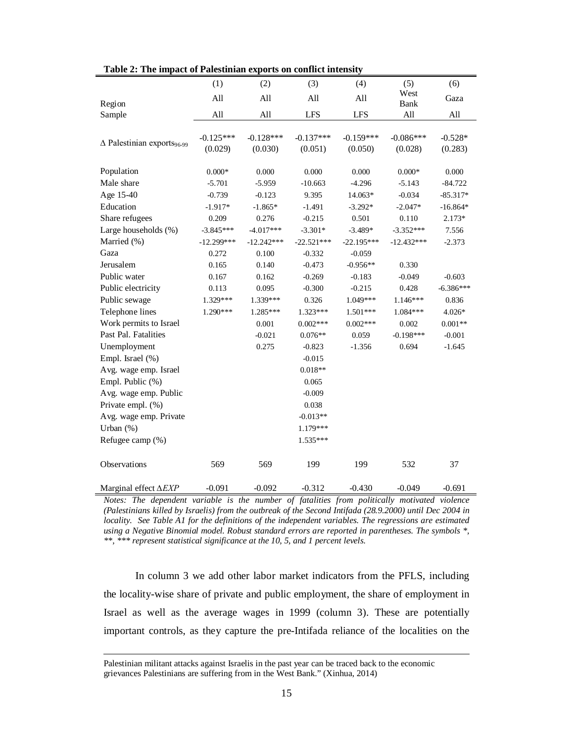**Table 2: The impact of Palestinian exports on conflict intensity**

| | (1) | (2) | (3) | (4) | (5) | (6) |
|---|---|---|---|---|---|---|
| Region | All | All | All | All | West Bank | Gaza |
| Sample | All | All | LFS | LFS | All | All |
| $\Delta$ Palestinian exports$_{96\text{-}99}$ | -0.125*** | -0.128*** | -0.137*** | -0.159*** | -0.086*** | -0.528* |
| | (0.029) | (0.030) | (0.051) | (0.050) | (0.028) | (0.283) |
| Population | 0.000* | 0.000 | 0.000 | 0.000 | 0.000* | 0.000 |
| Male share | -5.701 | -5.959 | -10.663 | -4.296 | -5.143 | -84.722 |
| Age 15-40 | -0.739 | -0.123 | 9.395 | 14.063* | -0.034 | -85.317* |
| Education | -1.917* | -1.865* | -1.491 | -3.292* | -2.047* | -16.864* |
| Share refugees | 0.209 | 0.276 | -0.215 | 0.501 | 0.110 | 2.173* |
| Large households (%) | -3.845*** | -4.017*** | -3.301* | -3.489* | -3.352*** | 7.556 |
| Married (%) | -12.299*** | -12.242*** | -22.521*** | -22.195*** | -12.432*** | -2.373 |
| Gaza | 0.272 | 0.100 | -0.332 | -0.059 | | |
| Jerusalem | 0.165 | 0.140 | -0.473 | -0.956** | 0.330 | |
| Public water | 0.167 | 0.162 | -0.269 | -0.183 | -0.049 | -0.603 |
| Public electricity | 0.113 | 0.095 | -0.300 | -0.215 | 0.428 | -6.386*** |
| Public sewage | 1.329*** | 1.339*** | 0.326 | 1.049*** | 1.146*** | 0.836 |
| Telephone lines | 1.290*** | 1.285*** | 1.323*** | 1.501*** | 1.084*** | 4.026* |
| Work permits to Israel | | 0.001 | 0.002*** | 0.002*** | 0.002 | 0.001** |
| Past Pal. Fatalities | | -0.021 | 0.076** | 0.059 | -0.198*** | -0.001 |
| Unemployment | | 0.275 | -0.823 | -1.356 | 0.694 | -1.645 |
| Empl. Israel (%) | | | -0.015 | | | |
| Avg. wage emp. Israel | | | 0.018** | | | |
| Empl. Public (%) | | | 0.065 | | | |
| Avg. wage emp. Public | | | -0.009 | | | |
| Private empl. (%) | | | 0.038 | | | |
| Avg. wage emp. Private | | | -0.013** | | | |
| Urban (%) | | | 1.179*** | | | |
| Refugee camp (%) | | | 1.535*** | | | |
| Observations | 569 | 569 | 199 | 199 | 532 | 37 |
| Marginal effect $\Delta EXP$ | -0.091 | -0.092 | -0.312 | -0.430 | -0.049 | -0.691 |

*Notes: The dependent variable is the number of fatalities from politically motivated violence (Palestinians killed by Israelis) from the outbreak of the Second Intifada (28.9.2000) until Dec 2004 in locality. See Table A1 for the definitions of the independent variables. The regressions are estimated using a Negative Binomial model. Robust standard errors are reported in parentheses. The symbols *, **, *** represent statistical significance at the 10, 5, and 1 percent levels.*

In column 3 we add other labor market indicators from the PFLS, including the locality-wise share of private and public employment, the share of employment in Israel as well as the average wages in 1999 (column 3). These are potentially important controls, as they capture the pre-Intifada reliance of the localities on the

Palestinian militant attacks against Israelis in the past year can be traced back to the economic grievances Palestinians are suffering from in the West Bank." (Xinhua, 2014)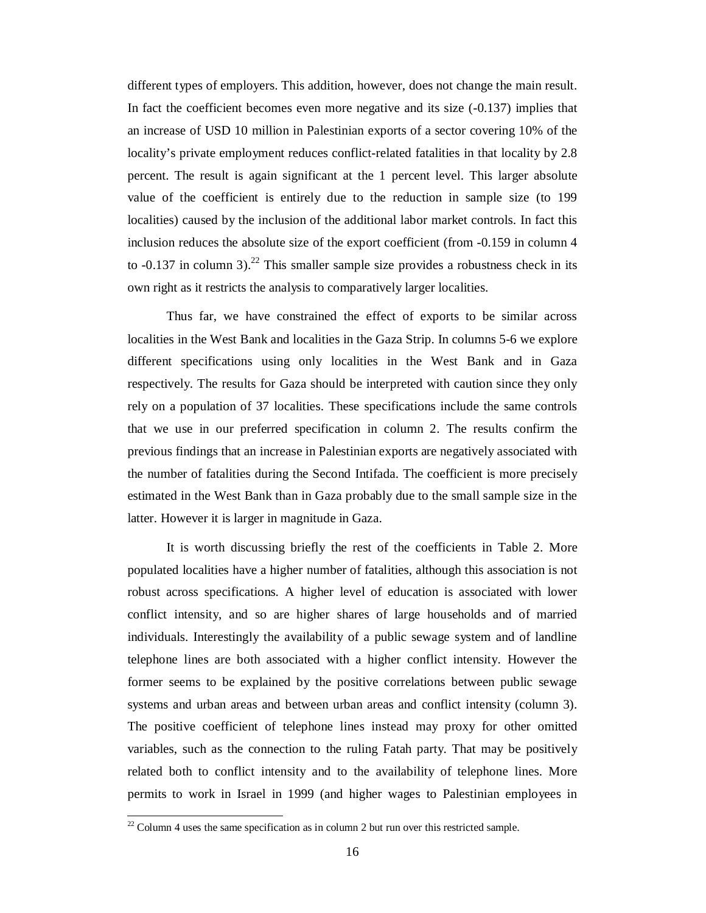different types of employers. This addition, however, does not change the main result. In fact the coefficient becomes even more negative and its size (-0.137) implies that an increase of USD 10 million in Palestinian exports of a sector covering 10% of the locality's private employment reduces conflict-related fatalities in that locality by 2.8 percent. The result is again significant at the 1 percent level. This larger absolute value of the coefficient is entirely due to the reduction in sample size (to 199 localities) caused by the inclusion of the additional labor market controls. In fact this inclusion reduces the absolute size of the export coefficient (from -0.159 in column 4 to -0.137 in column 3).[22] This smaller sample size provides a robustness check in its own right as it restricts the analysis to comparatively larger localities.

Thus far, we have constrained the effect of exports to be similar across localities in the West Bank and localities in the Gaza Strip. In columns 5-6 we explore different specifications using only localities in the West Bank and in Gaza respectively. The results for Gaza should be interpreted with caution since they only rely on a population of 37 localities. These specifications include the same controls that we use in our preferred specification in column 2. The results confirm the previous findings that an increase in Palestinian exports are negatively associated with the number of fatalities during the Second Intifada. The coefficient is more precisely estimated in the West Bank than in Gaza probably due to the small sample size in the latter. However it is larger in magnitude in Gaza.

It is worth discussing briefly the rest of the coefficients in Table 2. More populated localities have a higher number of fatalities, although this association is not robust across specifications. A higher level of education is associated with lower conflict intensity, and so are higher shares of large households and of married individuals. Interestingly the availability of a public sewage system and of landline telephone lines are both associated with a higher conflict intensity. However the former seems to be explained by the positive correlations between public sewage systems and urban areas and between urban areas and conflict intensity (column 3). The positive coefficient of telephone lines instead may proxy for other omitted variables, such as the connection to the ruling Fatah party. That may be positively related both to conflict intensity and to the availability of telephone lines. More permits to work in Israel in 1999 (and higher wages to Palestinian employees in

[22] Column 4 uses the same specification as in column 2 but run over this restricted sample.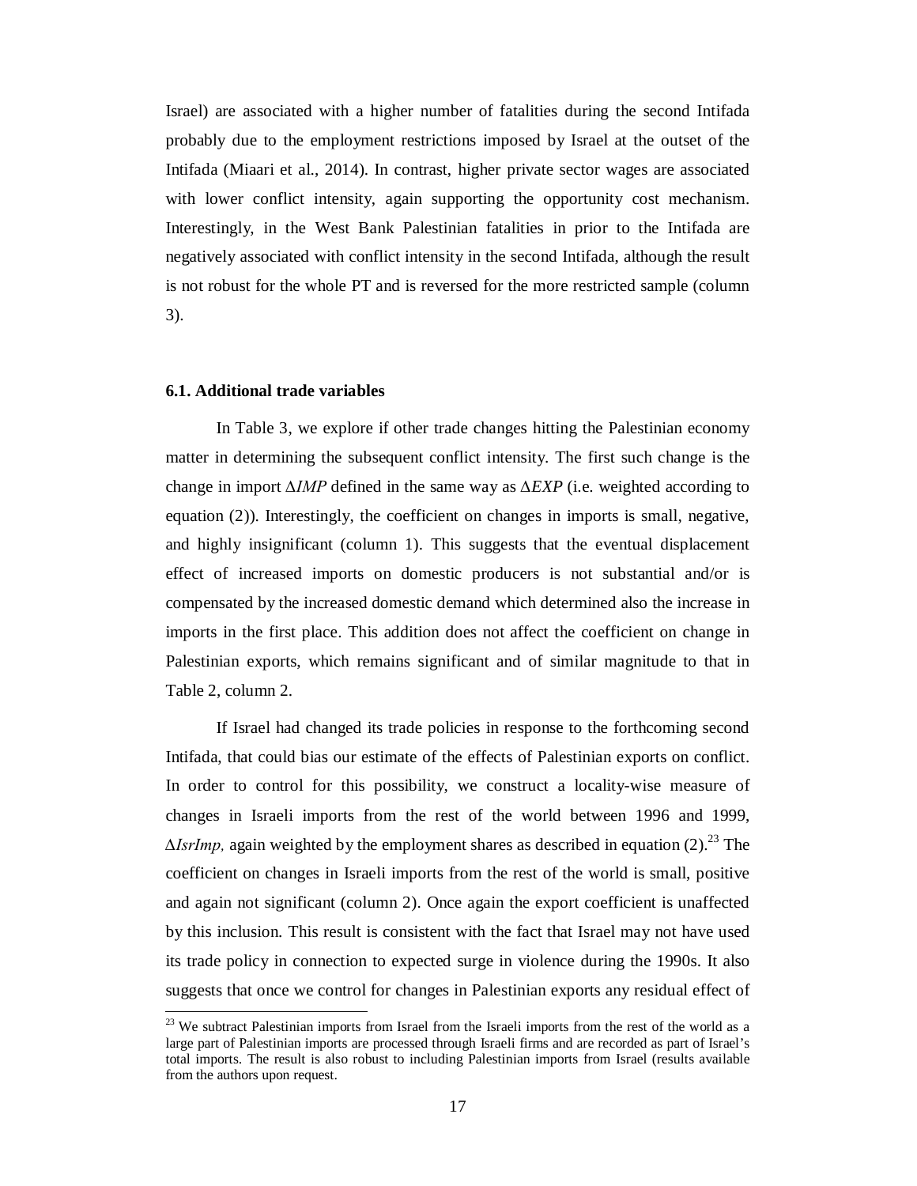Israel) are associated with a higher number of fatalities during the second Intifada probably due to the employment restrictions imposed by Israel at the outset of the Intifada (Miaari et al., 2014). In contrast, higher private sector wages are associated with lower conflict intensity, again supporting the opportunity cost mechanism. Interestingly, in the West Bank Palestinian fatalities in prior to the Intifada are negatively associated with conflict intensity in the second Intifada, although the result is not robust for the whole PT and is reversed for the more restricted sample (column 3).

### 6.1. Additional trade variables

In Table 3, we explore if other trade changes hitting the Palestinian economy matter in determining the subsequent conflict intensity. The first such change is the change in import $\Delta IMP$ defined in the same way as $\Delta EXP$ (i.e. weighted according to equation (2)). Interestingly, the coefficient on changes in imports is small, negative, and highly insignificant (column 1). This suggests that the eventual displacement effect of increased imports on domestic producers is not substantial and/or is compensated by the increased domestic demand which determined also the increase in imports in the first place. This addition does not affect the coefficient on change in Palestinian exports, which remains significant and of similar magnitude to that in Table 2, column 2.

If Israel had changed its trade policies in response to the forthcoming second Intifada, that could bias our estimate of the effects of Palestinian exports on conflict. In order to control for this possibility, we construct a locality-wise measure of changes in Israeli imports from the rest of the world between 1996 and 1999, $\Delta IsrImp$, again weighted by the employment shares as described in equation (2).[23] The coefficient on changes in Israeli imports from the rest of the world is small, positive and again not significant (column 2). Once again the export coefficient is unaffected by this inclusion. This result is consistent with the fact that Israel may not have used its trade policy in connection to expected surge in violence during the 1990s. It also suggests that once we control for changes in Palestinian exports any residual effect of

[23] We subtract Palestinian imports from Israel from the Israeli imports from the rest of the world as a large part of Palestinian imports are processed through Israeli firms and are recorded as part of Israel's total imports. The result is also robust to including Palestinian imports from Israel (results available from the authors upon request.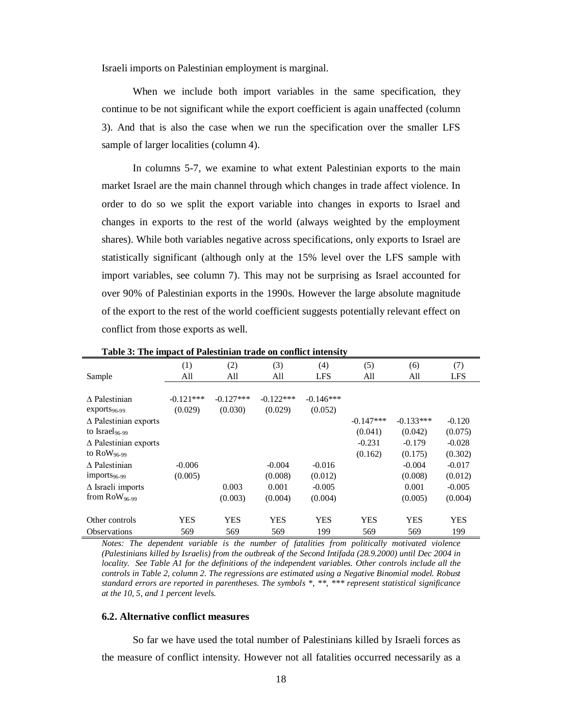Israeli imports on Palestinian employment is marginal.

When we include both import variables in the same specification, they continue to be not significant while the export coefficient is again unaffected (column 3). And that is also the case when we run the specification over the smaller LFS sample of larger localities (column 4).

In columns 5-7, we examine to what extent Palestinian exports to the main market Israel are the main channel through which changes in trade affect violence. In order to do so we split the export variable into changes in exports to Israel and changes in exports to the rest of the world (always weighted by the employment shares). While both variables negative across specifications, only exports to Israel are statistically significant (although only at the 15% level over the LFS sample with import variables, see column 7). This may not be surprising as Israel accounted for over 90% of Palestinian exports in the 1990s. However the large absolute magnitude of the export to the rest of the world coefficient suggests potentially relevant effect on conflict from those exports as well.

**Table 3: The impact of Palestinian trade on conflict intensity**

| | (1) | (2) | (3) | (4) | (5) | (6) | (7) |
|---|---|---|---|---|---|---|---|
| Sample | All | All | All | LFS | All | All | LFS |
| $\Delta$ Palestinian exports$_{96\text{-}99}$ | -0.121*** | -0.127*** | -0.122*** | -0.146*** | | | |
| | (0.029) | (0.030) | (0.029) | (0.052) | | | |
| $\Delta$ Palestinian exports to Israel$_{96\text{-}99}$ | | | | | -0.147*** | -0.133*** | -0.120 |
| | | | | | (0.041) | (0.042) | (0.075) |
| $\Delta$ Palestinian exports to RoW$_{96\text{-}99}$ | | | | | -0.231 | -0.179 | -0.028 |
| | | | | | (0.162) | (0.175) | (0.302) |
| $\Delta$ Palestinian imports$_{96\text{-}99}$ | -0.006 | | -0.004 | -0.016 | | -0.004 | -0.017 |
| | (0.005) | | (0.008) | (0.012) | | (0.008) | (0.012) |
| $\Delta$ Israeli imports from RoW$_{96\text{-}99}$ | | 0.003 | 0.001 | -0.005 | | 0.001 | -0.005 |
| | | (0.003) | (0.004) | (0.004) | | (0.005) | (0.004) |
| Other controls | YES | YES | YES | YES | YES | YES | YES |
| Observations | 569 | 569 | 569 | 199 | 569 | 569 | 199 |

*Notes: The dependent variable is the number of fatalities from politically motivated violence (Palestinians killed by Israelis) from the outbreak of the Second Intifada (28.9.2000) until Dec 2004 in locality. See Table A1 for the definitions of the independent variables. Other controls include all the controls in Table 2, column 2. The regressions are estimated using a Negative Binomial model. Robust standard errors are reported in parentheses. The symbols *, **, *** represent statistical significance at the 10, 5, and 1 percent levels.*

### 6.2. Alternative conflict measures

So far we have used the total number of Palestinians killed by Israeli forces as the measure of conflict intensity. However not all fatalities occurred necessarily as a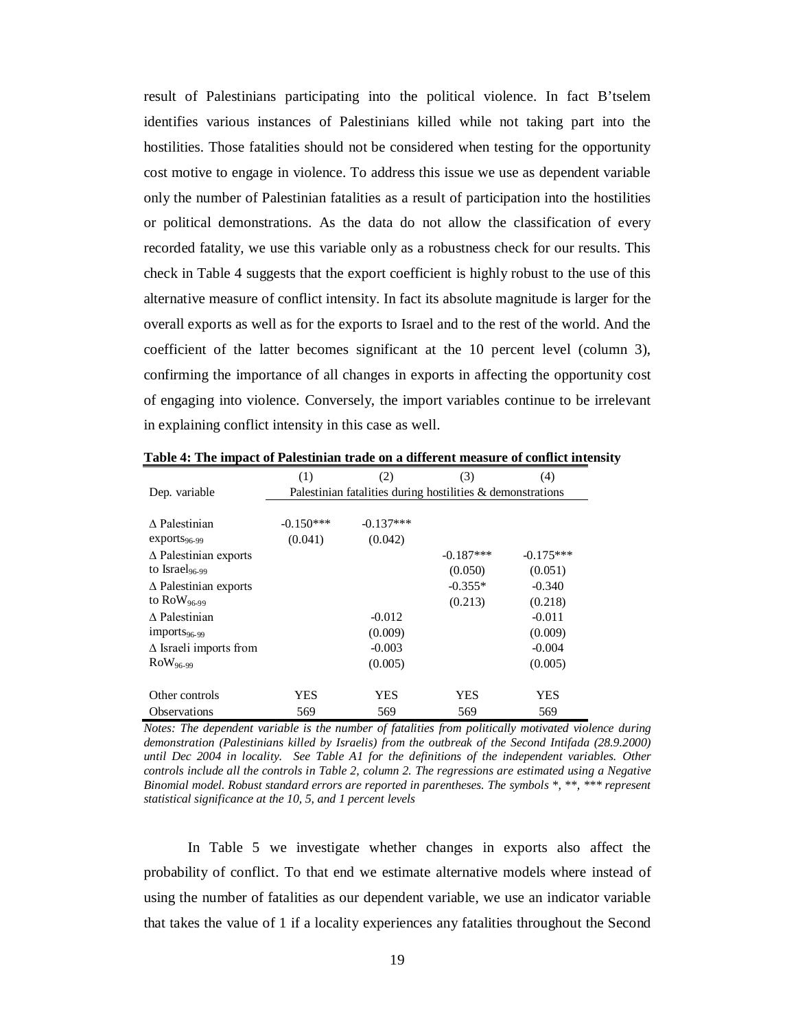result of Palestinians participating into the political violence. In fact B'tselem identifies various instances of Palestinians killed while not taking part into the hostilities. Those fatalities should not be considered when testing for the opportunity cost motive to engage in violence. To address this issue we use as dependent variable only the number of Palestinian fatalities as a result of participation into the hostilities or political demonstrations. As the data do not allow the classification of every recorded fatality, we use this variable only as a robustness check for our results. This check in Table 4 suggests that the export coefficient is highly robust to the use of this alternative measure of conflict intensity. In fact its absolute magnitude is larger for the overall exports as well as for the exports to Israel and to the rest of the world. And the coefficient of the latter becomes significant at the 10 percent level (column 3), confirming the importance of all changes in exports in affecting the opportunity cost of engaging into violence. Conversely, the import variables continue to be irrelevant in explaining conflict intensity in this case as well.

**Table 4: The impact of Palestinian trade on a different measure of conflict intensity**

| | (1) | (2) | (3) | (4) |
|---|---|---|---|---|
| Dep. variable | Palestinian fatalities during hostilities & demonstrations | | | |
| $\Delta$ Palestinian exports$_{96\text{-}99}$ | -0.150*** | -0.137*** | | |
| | (0.041) | (0.042) | | |
| $\Delta$ Palestinian exports to Israel$_{96\text{-}99}$ | | | -0.187*** | -0.175*** |
| | | | (0.050) | (0.051) |
| $\Delta$ Palestinian exports to RoW$_{96\text{-}99}$ | | | -0.355* | -0.340 |
| | | | (0.213) | (0.218) |
| $\Delta$ Palestinian imports$_{96\text{-}99}$ | | -0.012 | | -0.011 |
| | | (0.009) | | (0.009) |
| $\Delta$ Israeli imports from RoW$_{96\text{-}99}$ | | -0.003 | | -0.004 |
| | | (0.005) | | (0.005) |
| Other controls | YES | YES | YES | YES |
| Observations | 569 | 569 | 569 | 569 |

*Notes: The dependent variable is the number of fatalities from politically motivated violence during demonstration (Palestinians killed by Israelis) from the outbreak of the Second Intifada (28.9.2000) until Dec 2004 in locality. See Table A1 for the definitions of the independent variables. Other controls include all the controls in Table 2, column 2. The regressions are estimated using a Negative Binomial model. Robust standard errors are reported in parentheses. The symbols *, **, *** represent statistical significance at the 10, 5, and 1 percent levels*

In Table 5 we investigate whether changes in exports also affect the probability of conflict. To that end we estimate alternative models where instead of using the number of fatalities as our dependent variable, we use an indicator variable that takes the value of 1 if a locality experiences any fatalities throughout the Second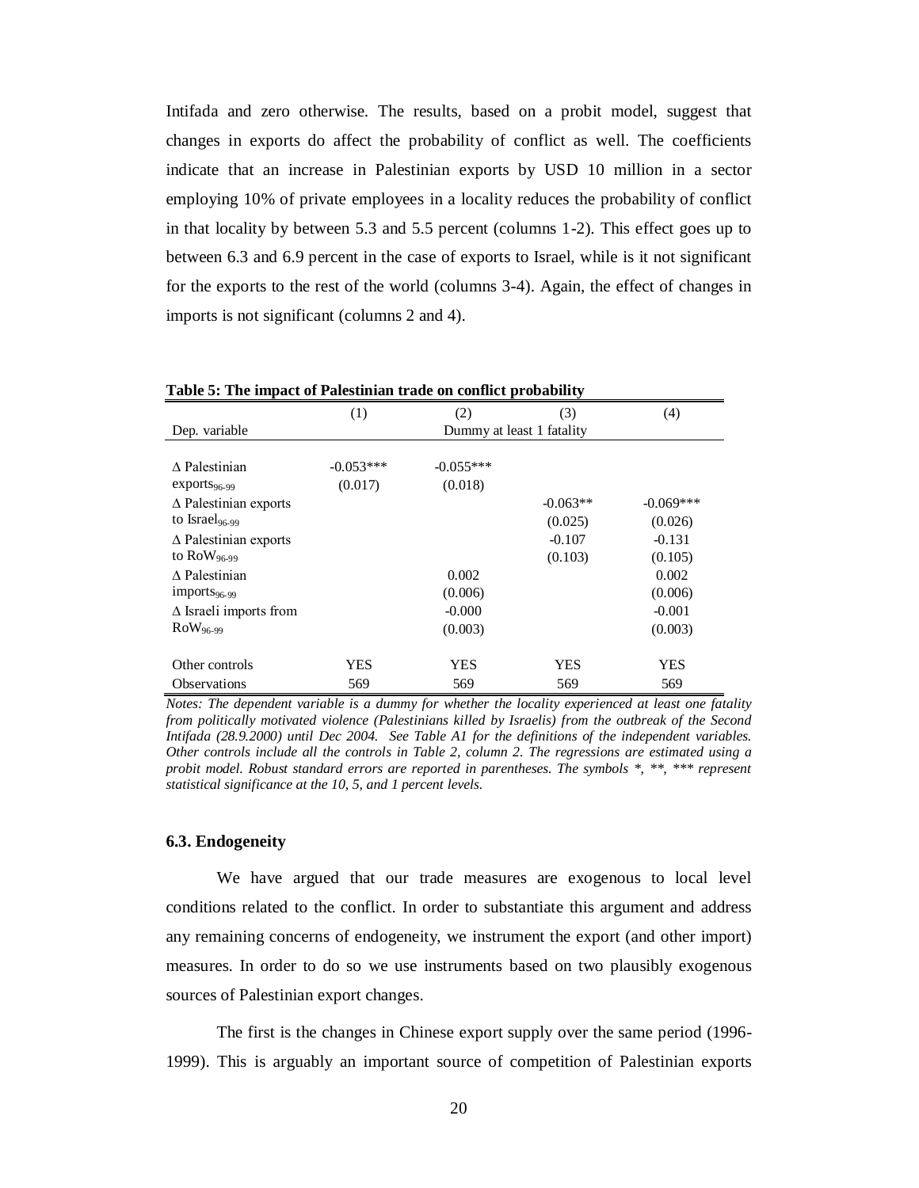Intifada and zero otherwise. The results, based on a probit model, suggest that changes in exports do affect the probability of conflict as well. The coefficients indicate that an increase in Palestinian exports by USD 10 million in a sector employing 10% of private employees in a locality reduces the probability of conflict in that locality by between 5.3 and 5.5 percent (columns 1-2). This effect goes up to between 6.3 and 6.9 percent in the case of exports to Israel, while is it not significant for the exports to the rest of the world (columns 3-4). Again, the effect of changes in imports is not significant (columns 2 and 4).

**Table 5: The impact of Palestinian trade on conflict probability**

| | (1) | (2) | (3) | (4) |
|---|---|---|---|---|
| Dep. variable | Dummy at least 1 fatality | | | |
| $\Delta$ Palestinian exports$_{96\text{-}99}$ | -0.053*** | -0.055*** | | |
| | (0.017) | (0.018) | | |
| $\Delta$ Palestinian exports to Israel$_{96\text{-}99}$ | | | -0.063** | -0.069*** |
| | | | (0.025) | (0.026) |
| $\Delta$ Palestinian exports to RoW$_{96\text{-}99}$ | | | -0.107 | -0.131 |
| | | | (0.103) | (0.105) |
| $\Delta$ Palestinian imports$_{96\text{-}99}$ | | 0.002 | | 0.002 |
| | | (0.006) | | (0.006) |
| $\Delta$ Israeli imports from RoW$_{96\text{-}99}$ | | -0.000 | | -0.001 |
| | | (0.003) | | (0.003) |
| Other controls | YES | YES | YES | YES |
| Observations | 569 | 569 | 569 | 569 |

*Notes: The dependent variable is a dummy for whether the locality experienced at least one fatality from politically motivated violence (Palestinians killed by Israelis) from the outbreak of the Second Intifada (28.9.2000) until Dec 2004. See Table A1 for the definitions of the independent variables. Other controls include all the controls in Table 2, column 2. The regressions are estimated using a probit model. Robust standard errors are reported in parentheses. The symbols *, **, *** represent statistical significance at the 10, 5, and 1 percent levels.*

### 6.3. Endogeneity

We have argued that our trade measures are exogenous to local level conditions related to the conflict. In order to substantiate this argument and address any remaining concerns of endogeneity, we instrument the export (and other import) measures. In order to do so we use instruments based on two plausibly exogenous sources of Palestinian export changes.

The first is the changes in Chinese export supply over the same period (1996-1999). This is arguably an important source of competition of Palestinian exports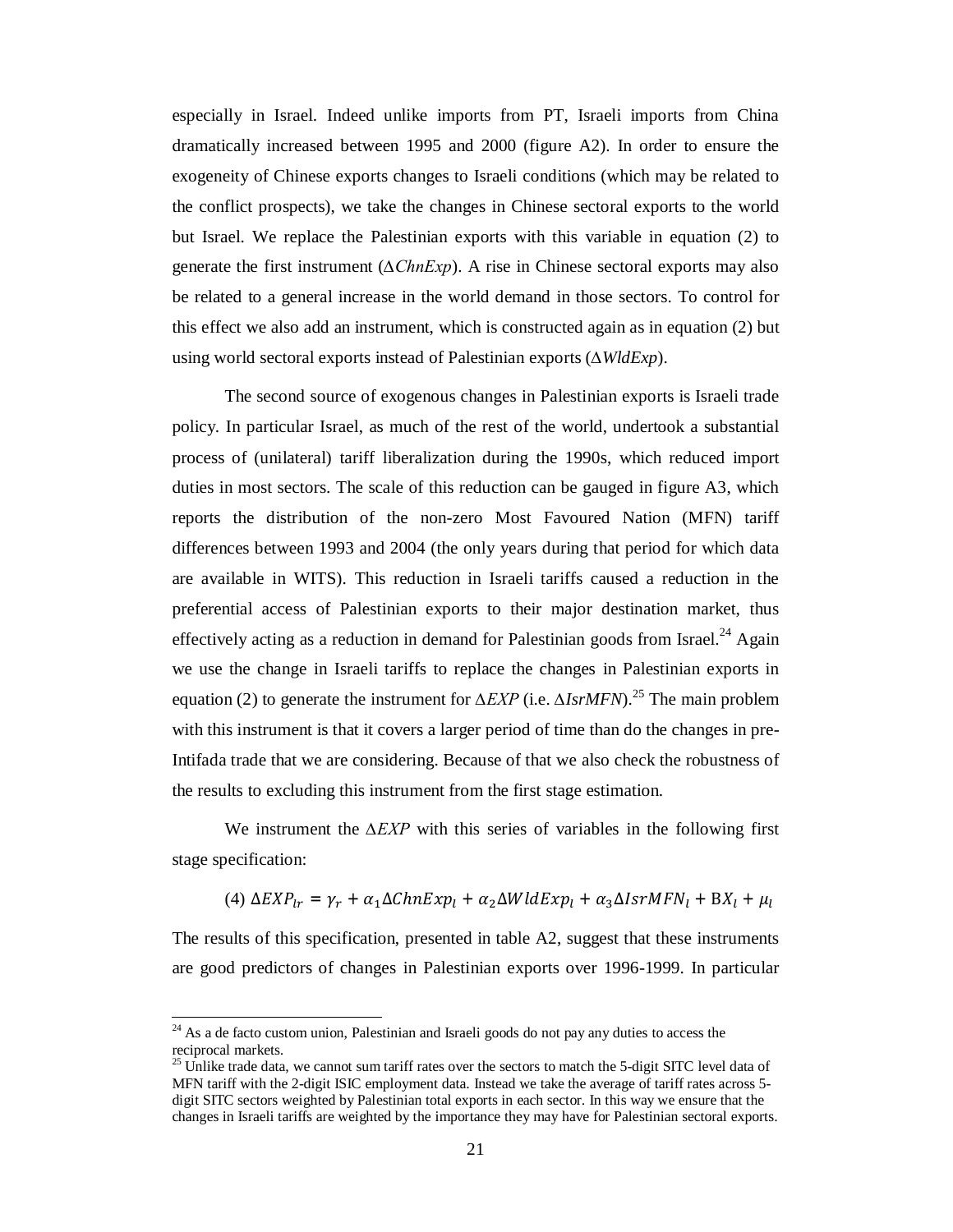especially in Israel. Indeed unlike imports from PT, Israeli imports from China dramatically increased between 1995 and 2000 (figure A2). In order to ensure the exogeneity of Chinese exports changes to Israeli conditions (which may be related to the conflict prospects), we take the changes in Chinese sectoral exports to the world but Israel. We replace the Palestinian exports with this variable in equation (2) to generate the first instrument ($\Delta ChnExp$). A rise in Chinese sectoral exports may also be related to a general increase in the world demand in those sectors. To control for this effect we also add an instrument, which is constructed again as in equation (2) but using world sectoral exports instead of Palestinian exports ($\Delta WldExp$).

The second source of exogenous changes in Palestinian exports is Israeli trade policy. In particular Israel, as much of the rest of the world, undertook a substantial process of (unilateral) tariff liberalization during the 1990s, which reduced import duties in most sectors. The scale of this reduction can be gauged in figure A3, which reports the distribution of the non-zero Most Favoured Nation (MFN) tariff differences between 1993 and 2004 (the only years during that period for which data are available in WITS). This reduction in Israeli tariffs caused a reduction in the preferential access of Palestinian exports to their major destination market, thus effectively acting as a reduction in demand for Palestinian goods from Israel.[24] Again we use the change in Israeli tariffs to replace the changes in Palestinian exports in equation (2) to generate the instrument for $\Delta EXP$ (i.e. $\Delta IsrMFN$).[25] The main problem with this instrument is that it covers a larger period of time than do the changes in pre-Intifada trade that we are considering. Because of that we also check the robustness of the results to excluding this instrument from the first stage estimation.

We instrument the $\Delta EXP$ with this series of variables in the following first stage specification:

$$(4)\ \Delta EXP_{lr} = \gamma_r + \alpha_1 \Delta ChnExp_l + \alpha_2 \Delta WldExp_l + \alpha_3 \Delta IsrMFN_l + \mathrm{B}X_l + \mu_l$$

The results of this specification, presented in table A2, suggest that these instruments are good predictors of changes in Palestinian exports over 1996-1999. In particular

[24] As a de facto custom union, Palestinian and Israeli goods do not pay any duties to access the reciprocal markets.

[25] Unlike trade data, we cannot sum tariff rates over the sectors to match the 5-digit SITC level data of MFN tariff with the 2-digit ISIC employment data. Instead we take the average of tariff rates across 5-digit SITC sectors weighted by Palestinian total exports in each sector. In this way we ensure that the changes in Israeli tariffs are weighted by the importance they may have for Palestinian sectoral exports.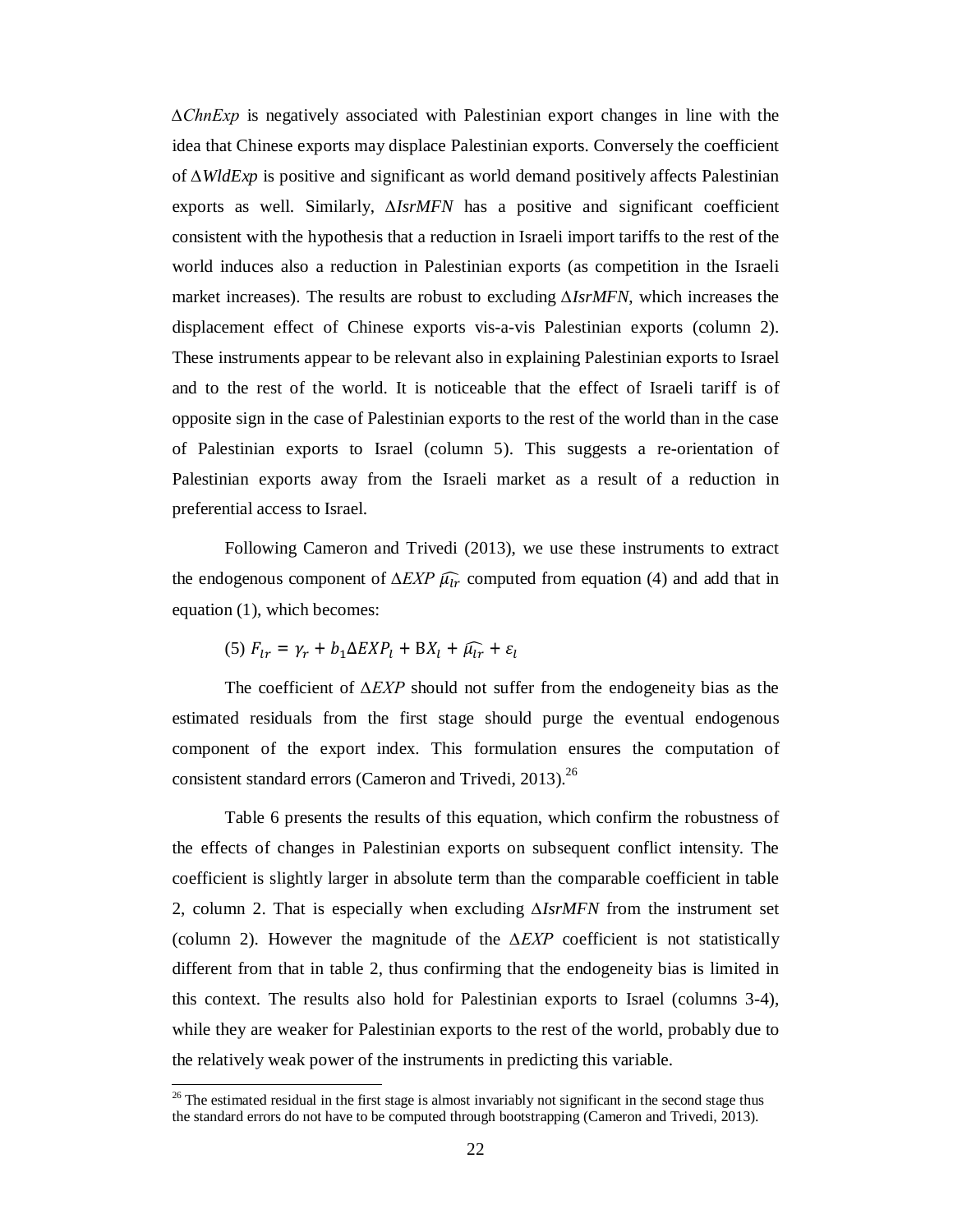$\Delta ChnExp$ is negatively associated with Palestinian export changes in line with the idea that Chinese exports may displace Palestinian exports. Conversely the coefficient of $\Delta WldExp$ is positive and significant as world demand positively affects Palestinian exports as well. Similarly, $\Delta IsrMFN$ has a positive and significant coefficient consistent with the hypothesis that a reduction in Israeli import tariffs to the rest of the world induces also a reduction in Palestinian exports (as competition in the Israeli market increases). The results are robust to excluding $\Delta IsrMFN$, which increases the displacement effect of Chinese exports vis-a-vis Palestinian exports (column 2). These instruments appear to be relevant also in explaining Palestinian exports to Israel and to the rest of the world. It is noticeable that the effect of Israeli tariff is of opposite sign in the case of Palestinian exports to the rest of the world than in the case of Palestinian exports to Israel (column 5). This suggests a re-orientation of Palestinian exports away from the Israeli market as a result of a reduction in preferential access to Israel.

Following Cameron and Trivedi (2013), we use these instruments to extract the endogenous component of $\Delta EXP$ $\widehat{\mu_{lr}}$ computed from equation (4) and add that in equation (1), which becomes:

(5) $F_{lr} = \gamma_r + b_1 \Delta EXP_l + \mathrm{B}X_l + \widehat{\mu_{lr}} + \varepsilon_l$

The coefficient of $\Delta EXP$ should not suffer from the endogeneity bias as the estimated residuals from the first stage should purge the eventual endogenous component of the export index. This formulation ensures the computation of consistent standard errors (Cameron and Trivedi, 2013).[26]

Table 6 presents the results of this equation, which confirm the robustness of the effects of changes in Palestinian exports on subsequent conflict intensity. The coefficient is slightly larger in absolute term than the comparable coefficient in table 2, column 2. That is especially when excluding $\Delta IsrMFN$ from the instrument set (column 2). However the magnitude of the $\Delta EXP$ coefficient is not statistically different from that in table 2, thus confirming that the endogeneity bias is limited in this context. The results also hold for Palestinian exports to Israel (columns 3-4), while they are weaker for Palestinian exports to the rest of the world, probably due to the relatively weak power of the instruments in predicting this variable.

[26] The estimated residual in the first stage is almost invariably not significant in the second stage thus the standard errors do not have to be computed through bootstrapping (Cameron and Trivedi, 2013).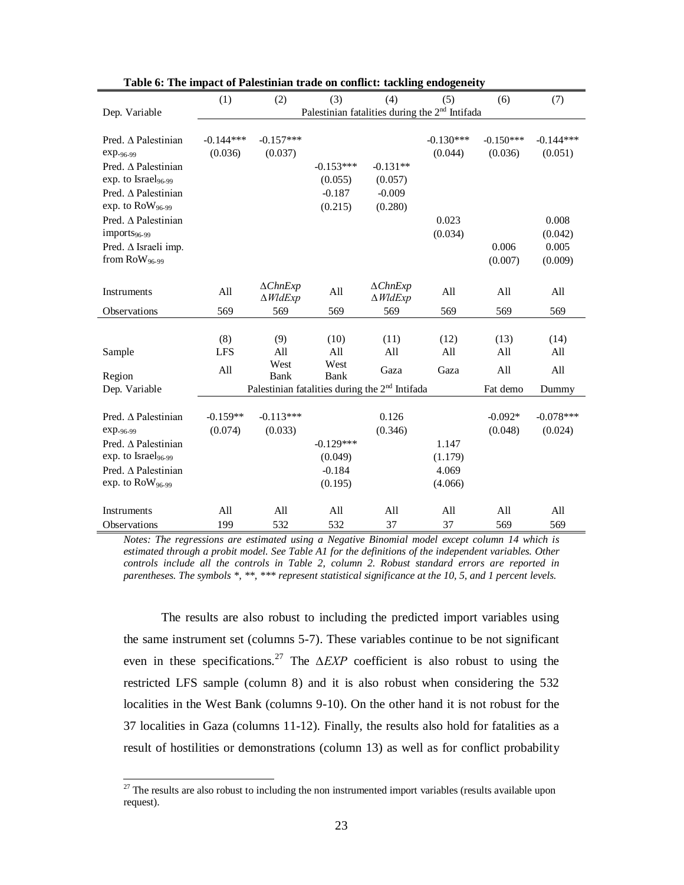**Table 6: The impact of Palestinian trade on conflict: tackling endogeneity**

| | (1) | (2) | (3) | (4) | (5) | (6) | (7) |
|---|---|---|---|---|---|---|---|
| Dep. Variable | Palestinian fatalities during the 2[nd] Intifada | | | | | | |
| Pred. Δ Palestinian exp.$_{96\text{-}99}$ | -0.144*** | -0.157*** | | | -0.130*** | -0.150*** | -0.144*** |
| | (0.036) | (0.037) | | | (0.044) | (0.036) | (0.051) |
| Pred. Δ Palestinian exp. to Israel$_{96\text{-}99}$ | | | -0.153*** | -0.131** | | | |
| | | | (0.055) | (0.057) | | | |
| Pred. Δ Palestinian exp. to RoW$_{96\text{-}99}$ | | | -0.187 | -0.009 | | | |
| | | | (0.215) | (0.280) | | | |
| Pred. Δ Palestinian imports$_{96\text{-}99}$ | | | | | 0.023 | | 0.008 |
| | | | | | (0.034) | | (0.042) |
| Pred. Δ Israeli imp. from RoW$_{96\text{-}99}$ | | | | | | 0.006 | 0.005 |
| | | | | | | (0.007) | (0.009) |
| Instruments | All | $\Delta ChnExp$ $\Delta WldExp$ | All | $\Delta ChnExp$ $\Delta WldExp$ | All | All | All |
| Observations | 569 | 569 | 569 | 569 | 569 | 569 | 569 |

| | (8) | (9) | (10) | (11) | (12) | (13) | (14) |
|---|---|---|---|---|---|---|---|
| Sample | LFS | All | All | All | All | All | All |
| Region | All | West Bank | West Bank | Gaza | Gaza | All | All |
| Dep. Variable | Palestinian fatalities during the 2[nd] Intifada | | | | | Fat demo | Dummy |
| Pred. Δ Palestinian exp.$_{96\text{-}99}$ | -0.159** | -0.113*** | | 0.126 | | -0.092* | -0.078*** |
| | (0.074) | (0.033) | | (0.346) | | (0.048) | (0.024) |
| Pred. Δ Palestinian exp. to Israel$_{96\text{-}99}$ | | | -0.129*** | | 1.147 | | |
| | | | (0.049) | | (1.179) | | |
| Pred. Δ Palestinian exp. to RoW$_{96\text{-}99}$ | | | -0.184 | | 4.069 | | |
| | | | (0.195) | | (4.066) | | |
| Instruments | All | All | All | All | All | All | All |
| Observations | 199 | 532 | 532 | 37 | 37 | 569 | 569 |

*Notes: The regressions are estimated using a Negative Binomial model except column 14 which is estimated through a probit model. See Table A1 for the definitions of the independent variables. Other controls include all the controls in Table 2, column 2. Robust standard errors are reported in parentheses. The symbols *, **, *** represent statistical significance at the 10, 5, and 1 percent levels.*

The results are also robust to including the predicted import variables using the same instrument set (columns 5-7). These variables continue to be not significant even in these specifications.[27] The $\Delta EXP$ coefficient is also robust to using the restricted LFS sample (column 8) and it is also robust when considering the 532 localities in the West Bank (columns 9-10). On the other hand it is not robust for the 37 localities in Gaza (columns 11-12). Finally, the results also hold for fatalities as a result of hostilities or demonstrations (column 13) as well as for conflict probability

[27] The results are also robust to including the non instrumented import variables (results available upon request).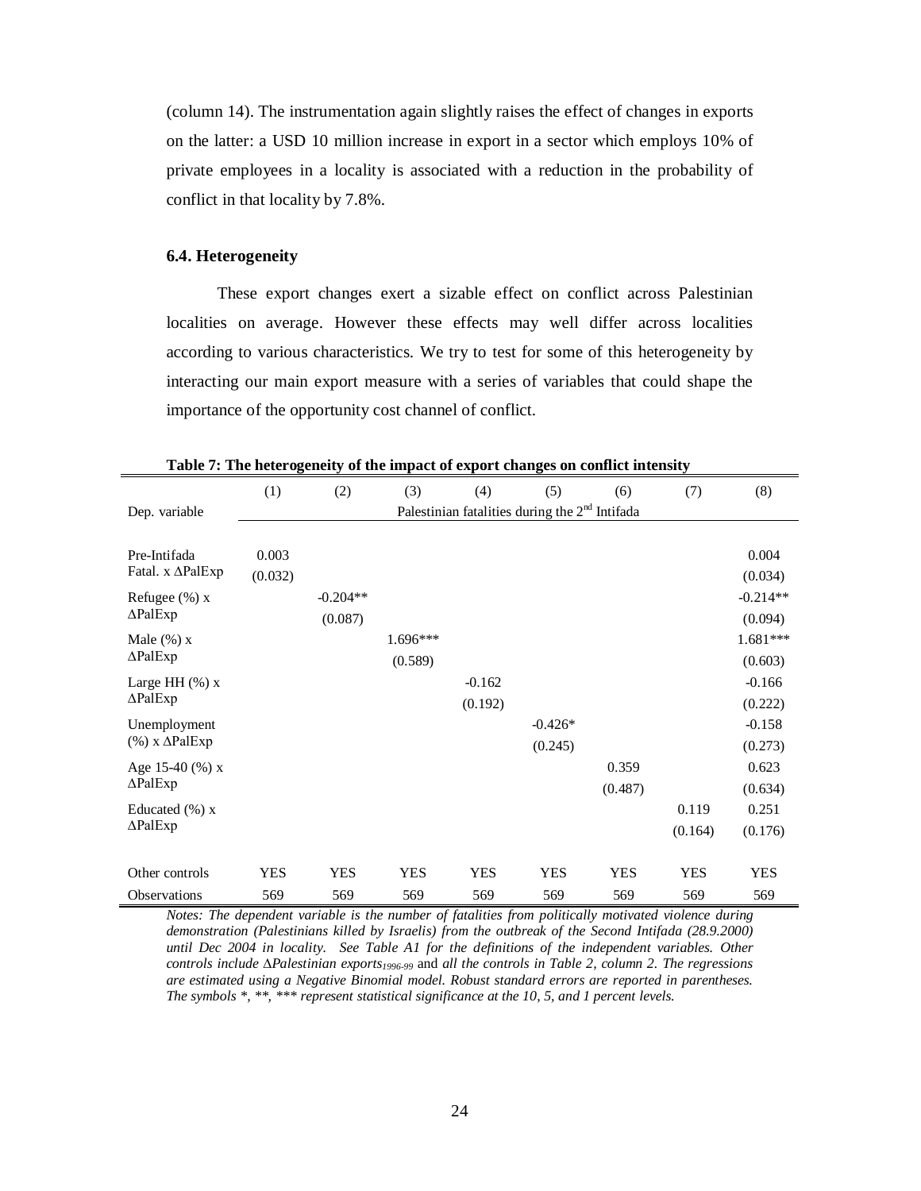(column 14). The instrumentation again slightly raises the effect of changes in exports on the latter: a USD 10 million increase in export in a sector which employs 10% of private employees in a locality is associated with a reduction in the probability of conflict in that locality by 7.8%.

### 6.4. Heterogeneity

These export changes exert a sizable effect on conflict across Palestinian localities on average. However these effects may well differ across localities according to various characteristics. We try to test for some of this heterogeneity by interacting our main export measure with a series of variables that could shape the importance of the opportunity cost channel of conflict.

**Table 7: The heterogeneity of the impact of export changes on conflict intensity**

| | (1) | (2) | (3) | (4) | (5) | (6) | (7) | (8) |
|---|---|---|---|---|---|---|---|---|
| Dep. variable | Palestinian fatalities during the 2nd Intifada | | | | | | | |
| Pre-Intifada Fatal. x ΔPalExp | 0.003 | | | | | | | 0.004 |
| | (0.032) | | | | | | | (0.034) |
| Refugee (%) x ΔPalExp | | -0.204** | | | | | | -0.214** |
| | | (0.087) | | | | | | (0.094) |
| Male (%) x ΔPalExp | | | 1.696*** | | | | | 1.681*** |
| | | | (0.589) | | | | | (0.603) |
| Large HH (%) x ΔPalExp | | | | -0.162 | | | | -0.166 |
| | | | | (0.192) | | | | (0.222) |
| Unemployment (%) x ΔPalExp | | | | | -0.426* | | | -0.158 |
| | | | | | (0.245) | | | (0.273) |
| Age 15-40 (%) x ΔPalExp | | | | | | 0.359 | | 0.623 |
| | | | | | | (0.487) | | (0.634) |
| Educated (%) x ΔPalExp | | | | | | | 0.119 | 0.251 |
| | | | | | | | (0.164) | (0.176) |
| Other controls | YES | YES | YES | YES | YES | YES | YES | YES |
| Observations | 569 | 569 | 569 | 569 | 569 | 569 | 569 | 569 |

*Notes: The dependent variable is the number of fatalities from politically motivated violence during demonstration (Palestinians killed by Israelis) from the outbreak of the Second Intifada (28.9.2000) until Dec 2004 in locality. See Table A1 for the definitions of the independent variables. Other controls include ΔPalestinian exports$_{1996\text{-}99}$* and *all the controls in Table 2, column 2. The regressions are estimated using a Negative Binomial model. Robust standard errors are reported in parentheses. The symbols *, **, *** represent statistical significance at the 10, 5, and 1 percent levels.*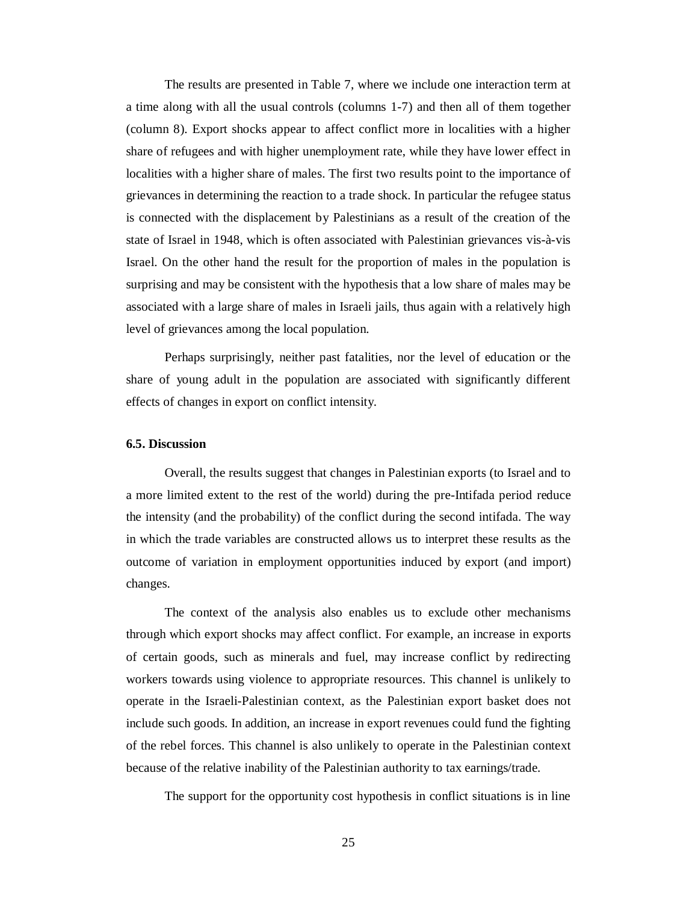The results are presented in Table 7, where we include one interaction term at a time along with all the usual controls (columns 1-7) and then all of them together (column 8). Export shocks appear to affect conflict more in localities with a higher share of refugees and with higher unemployment rate, while they have lower effect in localities with a higher share of males. The first two results point to the importance of grievances in determining the reaction to a trade shock. In particular the refugee status is connected with the displacement by Palestinians as a result of the creation of the state of Israel in 1948, which is often associated with Palestinian grievances vis-à-vis Israel. On the other hand the result for the proportion of males in the population is surprising and may be consistent with the hypothesis that a low share of males may be associated with a large share of males in Israeli jails, thus again with a relatively high level of grievances among the local population.

Perhaps surprisingly, neither past fatalities, nor the level of education or the share of young adult in the population are associated with significantly different effects of changes in export on conflict intensity.

### 6.5. Discussion

Overall, the results suggest that changes in Palestinian exports (to Israel and to a more limited extent to the rest of the world) during the pre-Intifada period reduce the intensity (and the probability) of the conflict during the second intifada. The way in which the trade variables are constructed allows us to interpret these results as the outcome of variation in employment opportunities induced by export (and import) changes.

The context of the analysis also enables us to exclude other mechanisms through which export shocks may affect conflict. For example, an increase in exports of certain goods, such as minerals and fuel, may increase conflict by redirecting workers towards using violence to appropriate resources. This channel is unlikely to operate in the Israeli-Palestinian context, as the Palestinian export basket does not include such goods. In addition, an increase in export revenues could fund the fighting of the rebel forces. This channel is also unlikely to operate in the Palestinian context because of the relative inability of the Palestinian authority to tax earnings/trade.

The support for the opportunity cost hypothesis in conflict situations is in line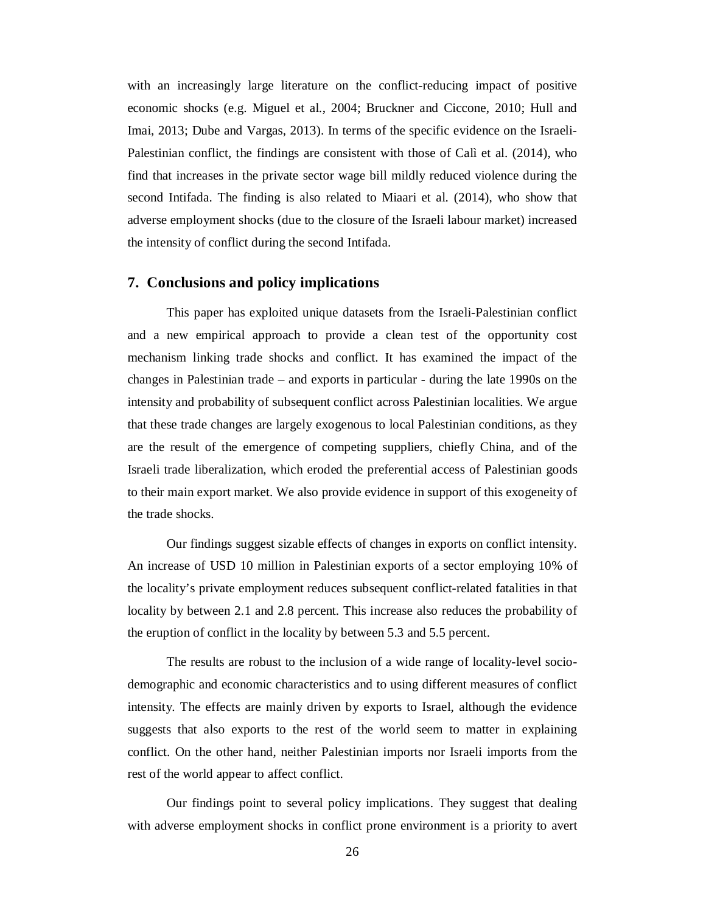with an increasingly large literature on the conflict-reducing impact of positive economic shocks (e.g. Miguel et al., 2004; Bruckner and Ciccone, 2010; Hull and Imai, 2013; Dube and Vargas, 2013). In terms of the specific evidence on the Israeli-Palestinian conflict, the findings are consistent with those of Calì et al. (2014), who find that increases in the private sector wage bill mildly reduced violence during the second Intifada. The finding is also related to Miaari et al. (2014), who show that adverse employment shocks (due to the closure of the Israeli labour market) increased the intensity of conflict during the second Intifada.

## 7. Conclusions and policy implications

This paper has exploited unique datasets from the Israeli-Palestinian conflict and a new empirical approach to provide a clean test of the opportunity cost mechanism linking trade shocks and conflict. It has examined the impact of the changes in Palestinian trade – and exports in particular - during the late 1990s on the intensity and probability of subsequent conflict across Palestinian localities. We argue that these trade changes are largely exogenous to local Palestinian conditions, as they are the result of the emergence of competing suppliers, chiefly China, and of the Israeli trade liberalization, which eroded the preferential access of Palestinian goods to their main export market. We also provide evidence in support of this exogeneity of the trade shocks.

Our findings suggest sizable effects of changes in exports on conflict intensity. An increase of USD 10 million in Palestinian exports of a sector employing 10% of the locality's private employment reduces subsequent conflict-related fatalities in that locality by between 2.1 and 2.8 percent. This increase also reduces the probability of the eruption of conflict in the locality by between 5.3 and 5.5 percent.

The results are robust to the inclusion of a wide range of locality-level socio-demographic and economic characteristics and to using different measures of conflict intensity. The effects are mainly driven by exports to Israel, although the evidence suggests that also exports to the rest of the world seem to matter in explaining conflict. On the other hand, neither Palestinian imports nor Israeli imports from the rest of the world appear to affect conflict.

Our findings point to several policy implications. They suggest that dealing with adverse employment shocks in conflict prone environment is a priority to avert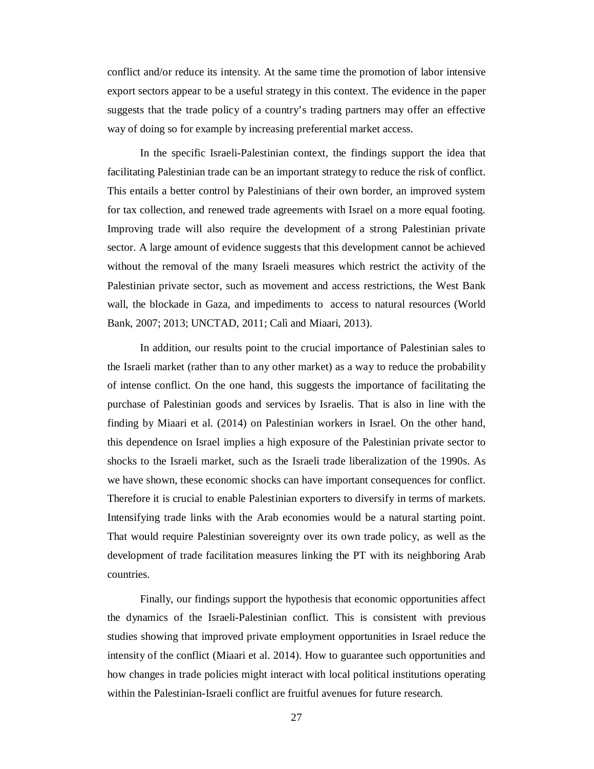conflict and/or reduce its intensity. At the same time the promotion of labor intensive export sectors appear to be a useful strategy in this context. The evidence in the paper suggests that the trade policy of a country's trading partners may offer an effective way of doing so for example by increasing preferential market access.

In the specific Israeli-Palestinian context, the findings support the idea that facilitating Palestinian trade can be an important strategy to reduce the risk of conflict. This entails a better control by Palestinians of their own border, an improved system for tax collection, and renewed trade agreements with Israel on a more equal footing. Improving trade will also require the development of a strong Palestinian private sector. A large amount of evidence suggests that this development cannot be achieved without the removal of the many Israeli measures which restrict the activity of the Palestinian private sector, such as movement and access restrictions, the West Bank wall, the blockade in Gaza, and impediments to access to natural resources (World Bank, 2007; 2013; UNCTAD, 2011; Calì and Miaari, 2013).

In addition, our results point to the crucial importance of Palestinian sales to the Israeli market (rather than to any other market) as a way to reduce the probability of intense conflict. On the one hand, this suggests the importance of facilitating the purchase of Palestinian goods and services by Israelis. That is also in line with the finding by Miaari et al. (2014) on Palestinian workers in Israel. On the other hand, this dependence on Israel implies a high exposure of the Palestinian private sector to shocks to the Israeli market, such as the Israeli trade liberalization of the 1990s. As we have shown, these economic shocks can have important consequences for conflict. Therefore it is crucial to enable Palestinian exporters to diversify in terms of markets. Intensifying trade links with the Arab economies would be a natural starting point. That would require Palestinian sovereignty over its own trade policy, as well as the development of trade facilitation measures linking the PT with its neighboring Arab countries.

Finally, our findings support the hypothesis that economic opportunities affect the dynamics of the Israeli-Palestinian conflict. This is consistent with previous studies showing that improved private employment opportunities in Israel reduce the intensity of the conflict (Miaari et al. 2014). How to guarantee such opportunities and how changes in trade policies might interact with local political institutions operating within the Palestinian-Israeli conflict are fruitful avenues for future research.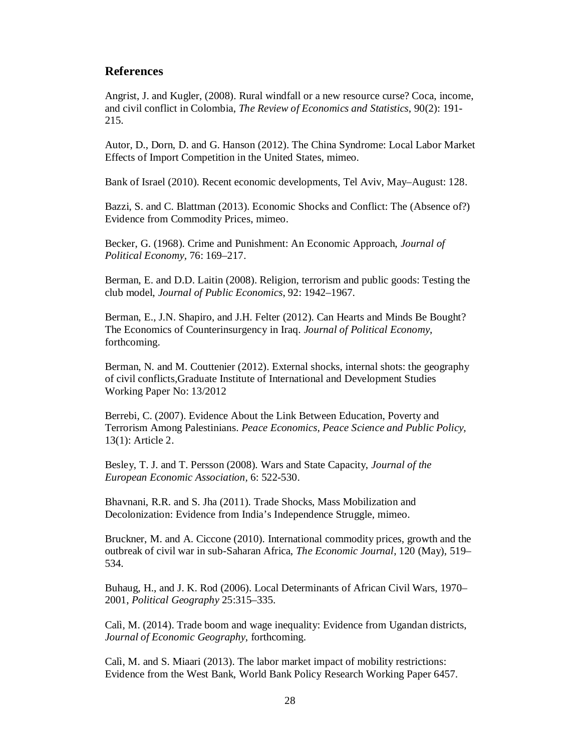## References

Angrist, J. and Kugler, (2008). Rural windfall or a new resource curse? Coca, income, and civil conflict in Colombia, *The Review of Economics and Statistics*, 90(2): 191-215.

Autor, D., Dorn, D. and G. Hanson (2012). The China Syndrome: Local Labor Market Effects of Import Competition in the United States, mimeo.

Bank of Israel (2010). Recent economic developments, Tel Aviv, May–August: 128.

Bazzi, S. and C. Blattman (2013). Economic Shocks and Conflict: The (Absence of?) Evidence from Commodity Prices, mimeo.

Becker, G. (1968). Crime and Punishment: An Economic Approach, *Journal of Political Economy*, 76: 169–217.

Berman, E. and D.D. Laitin (2008). Religion, terrorism and public goods: Testing the club model, *Journal of Public Economics*, 92: 1942–1967.

Berman, E., J.N. Shapiro, and J.H. Felter (2012). Can Hearts and Minds Be Bought? The Economics of Counterinsurgency in Iraq. *Journal of Political Economy*, forthcoming.

Berman, N. and M. Couttenier (2012). External shocks, internal shots: the geography of civil conflicts,Graduate Institute of International and Development Studies Working Paper No: 13/2012

Berrebi, C. (2007). Evidence About the Link Between Education, Poverty and Terrorism Among Palestinians. *Peace Economics, Peace Science and Public Policy,* 13(1): Article 2.

Besley, T. J. and T. Persson (2008). Wars and State Capacity, *Journal of the European Economic Association*, 6: 522-530.

Bhavnani, R.R. and S. Jha (2011). Trade Shocks, Mass Mobilization and Decolonization: Evidence from India's Independence Struggle, mimeo.

Bruckner, M. and A. Ciccone (2010). International commodity prices, growth and the outbreak of civil war in sub-Saharan Africa, *The Economic Journal*, 120 (May), 519–534.

Buhaug, H., and J. K. Rod (2006). Local Determinants of African Civil Wars, 1970–2001, *Political Geography* 25:315–335.

Calì, M. (2014). Trade boom and wage inequality: Evidence from Ugandan districts, *Journal of Economic Geography*, forthcoming.

Calì, M. and S. Miaari (2013). The labor market impact of mobility restrictions: Evidence from the West Bank, World Bank Policy Research Working Paper 6457.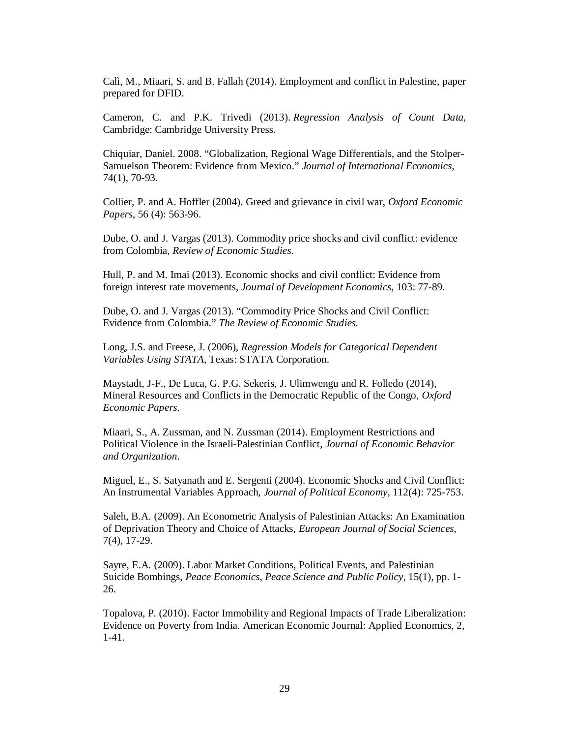Calì, M., Miaari, S. and B. Fallah (2014). Employment and conflict in Palestine, paper prepared for DFID.

Cameron, C. and P.K. Trivedi (2013). *Regression Analysis of Count Data*, Cambridge: Cambridge University Press.

Chiquiar, Daniel. 2008. "Globalization, Regional Wage Differentials, and the Stolper-Samuelson Theorem: Evidence from Mexico." *Journal of International Economics*, 74(1), 70-93.

Collier, P. and A. Hoffler (2004). Greed and grievance in civil war, *Oxford Economic Papers*, 56 (4): 563-96.

Dube, O. and J. Vargas (2013). Commodity price shocks and civil conflict: evidence from Colombia, *Review of Economic Studies*.

Hull, P. and M. Imai (2013). Economic shocks and civil conflict: Evidence from foreign interest rate movements, *Journal of Development Economics*, 103: 77-89.

Dube, O. and J. Vargas (2013). "Commodity Price Shocks and Civil Conflict: Evidence from Colombia." *The Review of Economic Studies.*

Long, J.S. and Freese, J. (2006), *Regression Models for Categorical Dependent Variables Using STATA*, Texas: STATA Corporation.

Maystadt, J-F., De Luca, G. P.G. Sekeris, J. Ulimwengu and R. Folledo (2014), Mineral Resources and Conflicts in the Democratic Republic of the Congo, *Oxford Economic Papers.*

Miaari, S., A. Zussman, and N. Zussman (2014). Employment Restrictions and Political Violence in the Israeli-Palestinian Conflict, *Journal of Economic Behavior and Organization*.

Miguel, E., S. Satyanath and E. Sergenti (2004). Economic Shocks and Civil Conflict: An Instrumental Variables Approach, *Journal of Political Economy*, 112(4): 725-753.

Saleh, B.A. (2009). An Econometric Analysis of Palestinian Attacks: An Examination of Deprivation Theory and Choice of Attacks, *European Journal of Social Sciences*, 7(4), 17-29.

Sayre, E.A. (2009). Labor Market Conditions, Political Events, and Palestinian Suicide Bombings, *Peace Economics, Peace Science and Public Policy*, 15(1), pp. 1-26.

Topalova, P. (2010). Factor Immobility and Regional Impacts of Trade Liberalization: Evidence on Poverty from India. American Economic Journal: Applied Economics, 2, 1-41.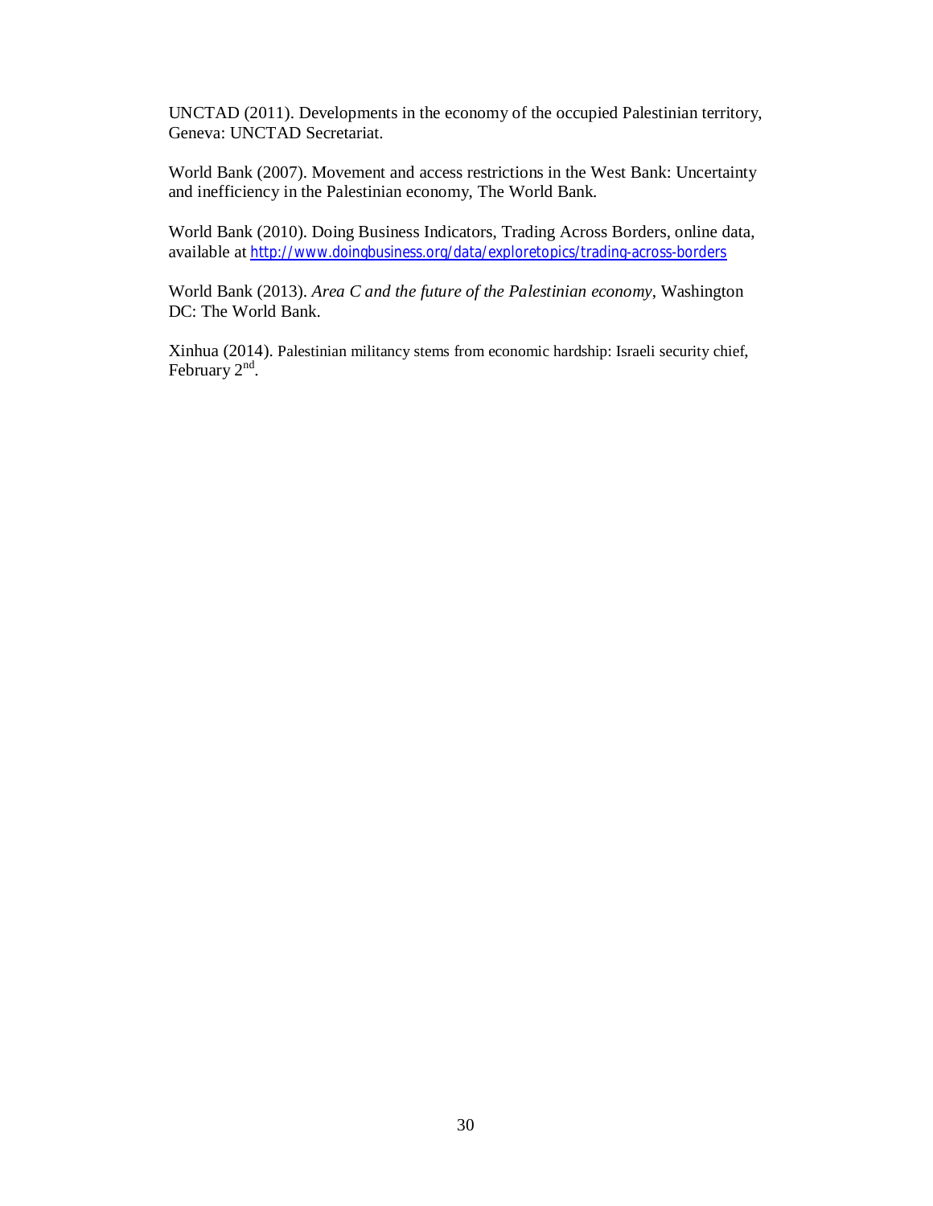UNCTAD (2011). Developments in the economy of the occupied Palestinian territory, Geneva: UNCTAD Secretariat.

World Bank (2007). Movement and access restrictions in the West Bank: Uncertainty and inefficiency in the Palestinian economy, The World Bank.

World Bank (2010). Doing Business Indicators, Trading Across Borders, online data, available at http://www.doingbusiness.org/data/exploretopics/trading-across-borders

World Bank (2013). *Area C and the future of the Palestinian economy*, Washington DC: The World Bank.

Xinhua (2014). Palestinian militancy stems from economic hardship: Israeli security chief, February 2nd.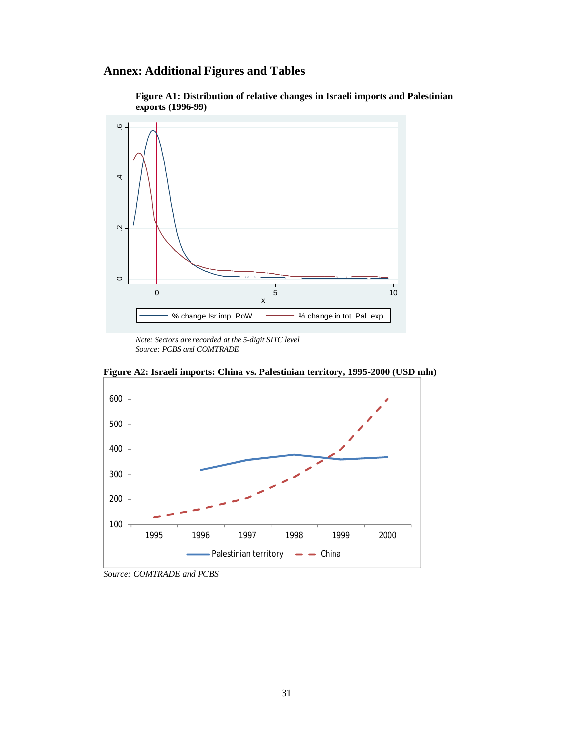## Annex: Additional Figures and Tables

**Figure A1: Distribution of relative changes in Israeli imports and Palestinian exports (1996-99)**

*Note: Sectors are recorded at the 5-digit SITC level*
*Source: PCBS and COMTRADE*

**Figure A2: Israeli imports: China vs. Palestinian territory, 1995-2000 (USD mln)**

*Source: COMTRADE and PCBS*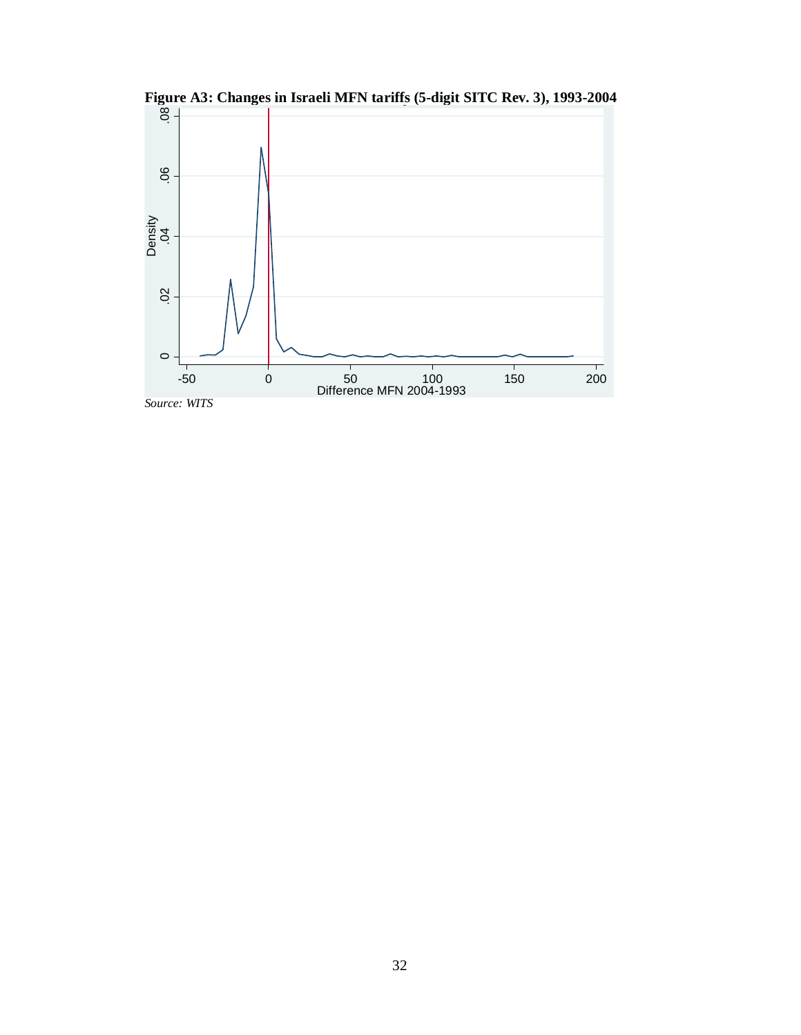**Figure A3: Changes in Israeli MFN tariffs (5-digit SITC Rev. 3), 1993-2004**

*Source: WITS*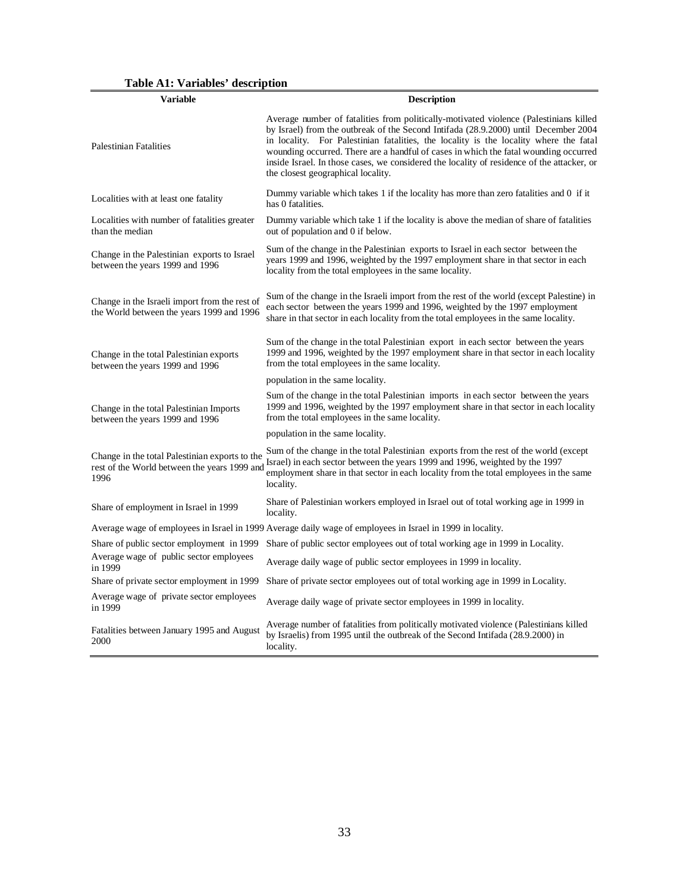**Table A1: Variables' description**

| Variable | Description |
|---|---|
| Palestinian Fatalities | Average number of fatalities from politically-motivated violence (Palestinians killed by Israel) from the outbreak of the Second Intifada (28.9.2000) until December 2004 in locality. For Palestinian fatalities, the locality is the locality where the fatal wounding occurred. There are a handful of cases in which the fatal wounding occurred inside Israel. In those cases, we considered the locality of residence of the attacker, or the closest geographical locality. |
| Localities with at least one fatality | Dummy variable which takes 1 if the locality has more than zero fatalities and 0 if it has 0 fatalities. |
| Localities with number of fatalities greater than the median | Dummy variable which take 1 if the locality is above the median of share of fatalities out of population and 0 if below. |
| Change in the Palestinian exports to Israel between the years 1999 and 1996 | Sum of the change in the Palestinian exports to Israel in each sector between the years 1999 and 1996, weighted by the 1997 employment share in that sector in each locality from the total employees in the same locality. |
| Change in the Israeli import from the rest of the World between the years 1999 and 1996 | Sum of the change in the Israeli import from the rest of the world (except Palestine) in each sector between the years 1999 and 1996, weighted by the 1997 employment share in that sector in each locality from the total employees in the same locality. |
| Change in the total Palestinian exports between the years 1999 and 1996 | Sum of the change in the total Palestinian export in each sector between the years 1999 and 1996, weighted by the 1997 employment share in that sector in each locality from the total employees in the same locality. population in the same locality. |
| Change in the total Palestinian Imports between the years 1999 and 1996 | Sum of the change in the total Palestinian imports in each sector between the years 1999 and 1996, weighted by the 1997 employment share in that sector in each locality from the total employees in the same locality. population in the same locality. |
| Change in the total Palestinian exports to the rest of the World between the years 1999 and 1996 | Sum of the change in the total Palestinian exports from the rest of the world (except Israel) in each sector between the years 1999 and 1996, weighted by the 1997 employment share in that sector in each locality from the total employees in the same locality. |
| Share of employment in Israel in 1999 | Share of Palestinian workers employed in Israel out of total working age in 1999 in locality. |
| Average wage of employees in Israel in 1999 | Average daily wage of employees in Israel in 1999 in locality. |
| Share of public sector employment in 1999 | Share of public sector employees out of total working age in 1999 in Locality. |
| Average wage of public sector employees in 1999 | Average daily wage of public sector employees in 1999 in locality. |
| Share of private sector employment in 1999 | Share of private sector employees out of total working age in 1999 in Locality. |
| Average wage of private sector employees in 1999 | Average daily wage of private sector employees in 1999 in locality. |
| Fatalities between January 1995 and August 2000 | Average number of fatalities from politically motivated violence (Palestinians killed by Israelis) from 1995 until the outbreak of the Second Intifada (28.9.2000) in locality. |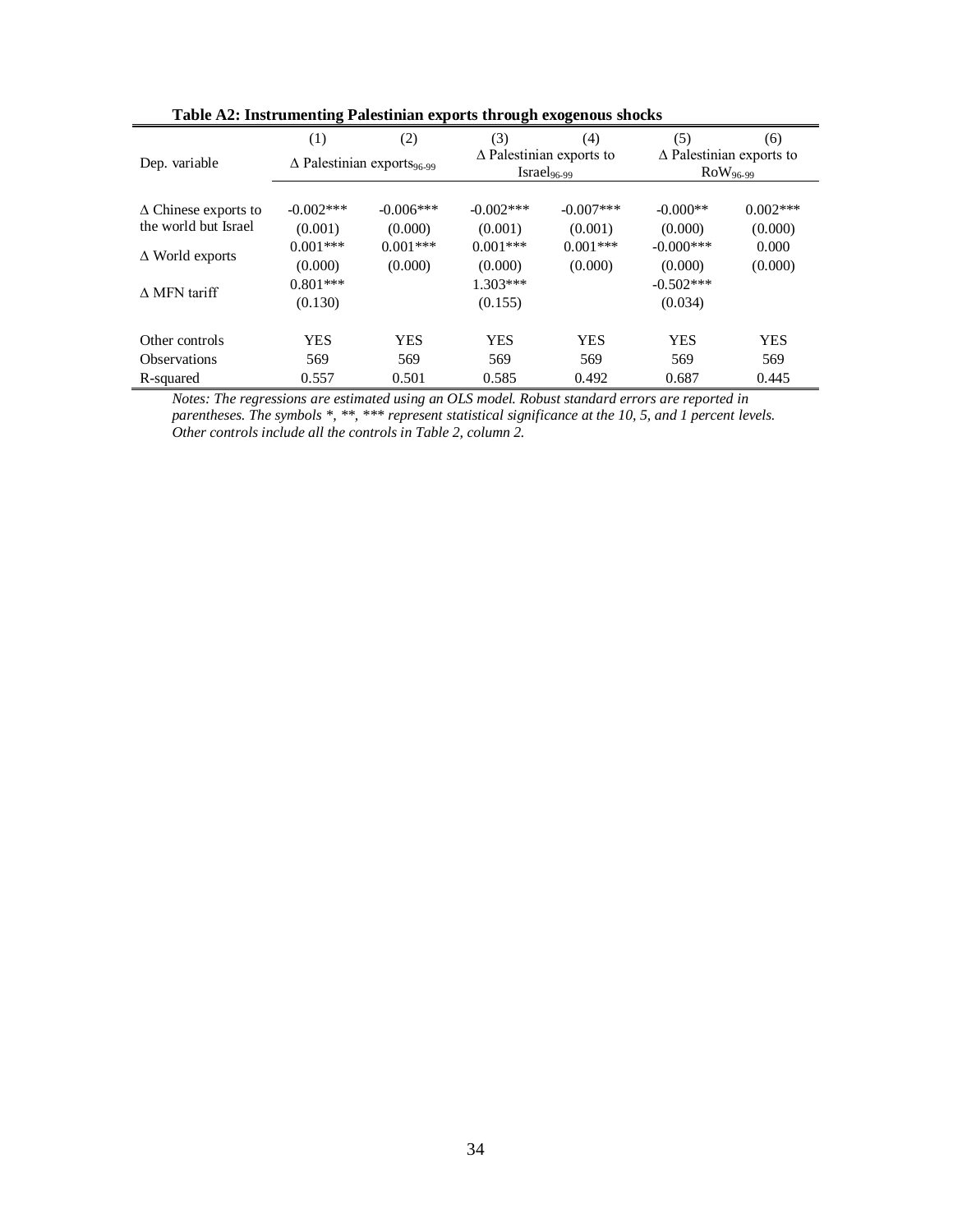**Table A2: Instrumenting Palestinian exports through exogenous shocks**

| | (1) | (2) | (3) | (4) | (5) | (6) |
|---|---|---|---|---|---|---|
| Dep. variable | Δ Palestinian exports$_{96\text{-}99}$ | | Δ Palestinian exports to Israel$_{96\text{-}99}$ | | Δ Palestinian exports to RoW$_{96\text{-}99}$ | |
| Δ Chinese exports to the world but Israel | -0.002*** | -0.006*** | -0.002*** | -0.007*** | -0.000** | 0.002*** |
| | (0.001) | (0.000) | (0.001) | (0.001) | (0.000) | (0.000) |
| Δ World exports | 0.001*** | 0.001*** | 0.001*** | 0.001*** | -0.000*** | 0.000 |
| | (0.000) | (0.000) | (0.000) | (0.000) | (0.000) | (0.000) |
| Δ MFN tariff | 0.801*** | | 1.303*** | | -0.502*** | |
| | (0.130) | | (0.155) | | (0.034) | |
| Other controls | YES | YES | YES | YES | YES | YES |
| Observations | 569 | 569 | 569 | 569 | 569 | 569 |
| R-squared | 0.557 | 0.501 | 0.585 | 0.492 | 0.687 | 0.445 |

*Notes: The regressions are estimated using an OLS model. Robust standard errors are reported in parentheses. The symbols *, **, *** represent statistical significance at the 10, 5, and 1 percent levels. Other controls include all the controls in Table 2, column 2.*